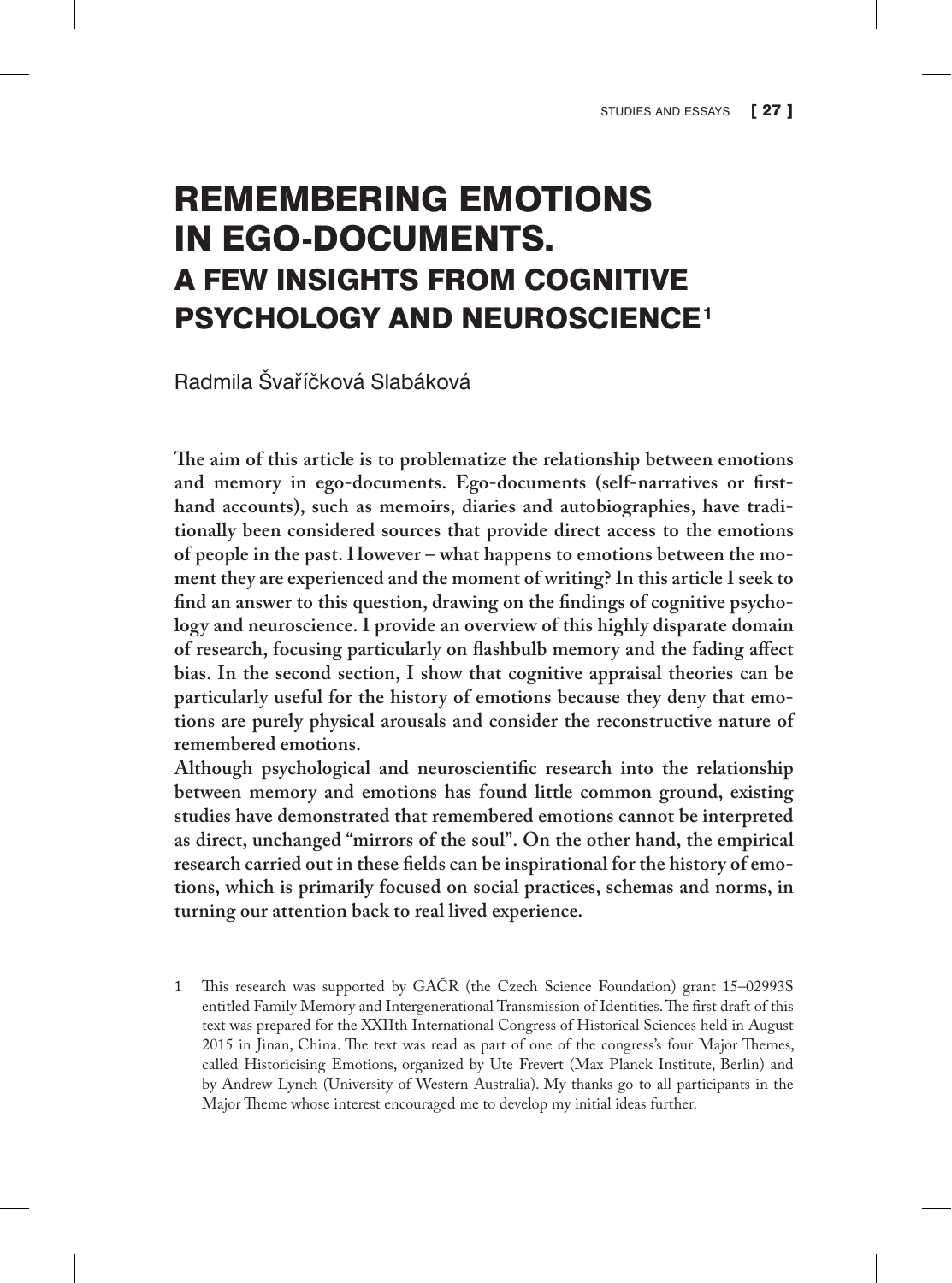# REMEMBERING EMOTIONS IN EGO-DOCUMENTS.

## A FEW INSIGHTS FROM COGNITIVE PSYCHOLOGY AND NEUROSCIENCE[1]

Radmila Švaříčková Slabáková

**The aim of this article is to problematize the relationship between emotions and memory in ego-documents. Ego-documents (self-narratives or first-hand accounts), such as memoirs, diaries and autobiographies, have traditionally been considered sources that provide direct access to the emotions of people in the past. However – what happens to emotions between the moment they are experienced and the moment of writing? In this article I seek to find an answer to this question, drawing on the findings of cognitive psychology and neuroscience. I provide an overview of this highly disparate domain of research, focusing particularly on flashbulb memory and the fading affect bias. In the second section, I show that cognitive appraisal theories can be particularly useful for the history of emotions because they deny that emotions are purely physical arousals and consider the reconstructive nature of remembered emotions.**

**Although psychological and neuroscientific research into the relationship between memory and emotions has found little common ground, existing studies have demonstrated that remembered emotions cannot be interpreted as direct, unchanged "mirrors of the soul". On the other hand, the empirical research carried out in these fields can be inspirational for the history of emotions, which is primarily focused on social practices, schemas and norms, in turning our attention back to real lived experience.**

1 This research was supported by GAČR (the Czech Science Foundation) grant 15–02993S entitled Family Memory and Intergenerational Transmission of Identities. The first draft of this text was prepared for the XXIIth International Congress of Historical Sciences held in August 2015 in Jinan, China. The text was read as part of one of the congress's four Major Themes, called Historicising Emotions, organized by Ute Frevert (Max Planck Institute, Berlin) and by Andrew Lynch (University of Western Australia). My thanks go to all participants in the Major Theme whose interest encouraged me to develop my initial ideas further.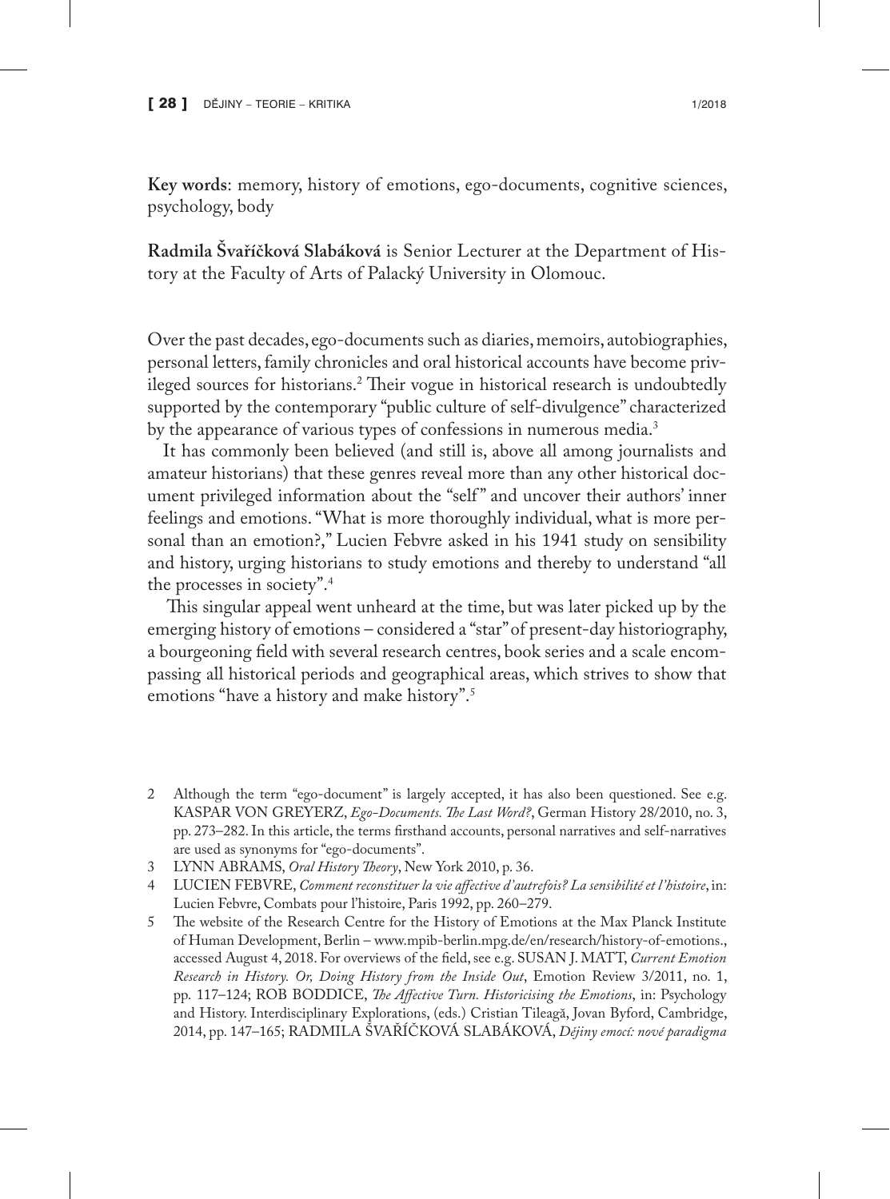**Key words**: memory, history of emotions, ego-documents, cognitive sciences, psychology, body

**Radmila Švaříčková Slabáková** is Senior Lecturer at the Department of History at the Faculty of Arts of Palacký University in Olomouc.

Over the past decades, ego-documents such as diaries, memoirs, autobiographies, personal letters, family chronicles and oral historical accounts have become privileged sources for historians.[2] Their vogue in historical research is undoubtedly supported by the contemporary "public culture of self-divulgence" characterized by the appearance of various types of confessions in numerous media.[3]

It has commonly been believed (and still is, above all among journalists and amateur historians) that these genres reveal more than any other historical document privileged information about the "self" and uncover their authors' inner feelings and emotions. "What is more thoroughly individual, what is more personal than an emotion?," Lucien Febvre asked in his 1941 study on sensibility and history, urging historians to study emotions and thereby to understand "all the processes in society".[4]

This singular appeal went unheard at the time, but was later picked up by the emerging history of emotions – considered a "star" of present-day historiography, a bourgeoning field with several research centres, book series and a scale encompassing all historical periods and geographical areas, which strives to show that emotions "have a history and make history".[5]

---

2 Although the term "ego-document" is largely accepted, it has also been questioned. See e.g. KASPAR VON GREYERZ, *Ego-Documents. The Last Word?*, German History 28/2010, no. 3, pp. 273–282. In this article, the terms firsthand accounts, personal narratives and self-narratives are used as synonyms for "ego-documents".

3 LYNN ABRAMS, *Oral History Theory*, New York 2010, p. 36.

4 LUCIEN FEBVRE, *Comment reconstituer la vie affective d'autrefois? La sensibilité et l'histoire*, in: Lucien Febvre, Combats pour l'histoire, Paris 1992, pp. 260–279.

5 The website of the Research Centre for the History of Emotions at the Max Planck Institute of Human Development, Berlin – www.mpib-berlin.mpg.de/en/research/history-of-emotions., accessed August 4, 2018. For overviews of the field, see e.g. SUSAN J. MATT, *Current Emotion Research in History. Or, Doing History from the Inside Out*, Emotion Review 3/2011, no. 1, pp. 117–124; ROB BODDICE, *The Affective Turn. Historicising the Emotions*, in: Psychology and History. Interdisciplinary Explorations, (eds.) Cristian Tileagă, Jovan Byford, Cambridge, 2014, pp. 147–165; RADMILA ŠVAŘÍČKOVÁ SLABÁKOVÁ, *Dějiny emocí: nové paradigma*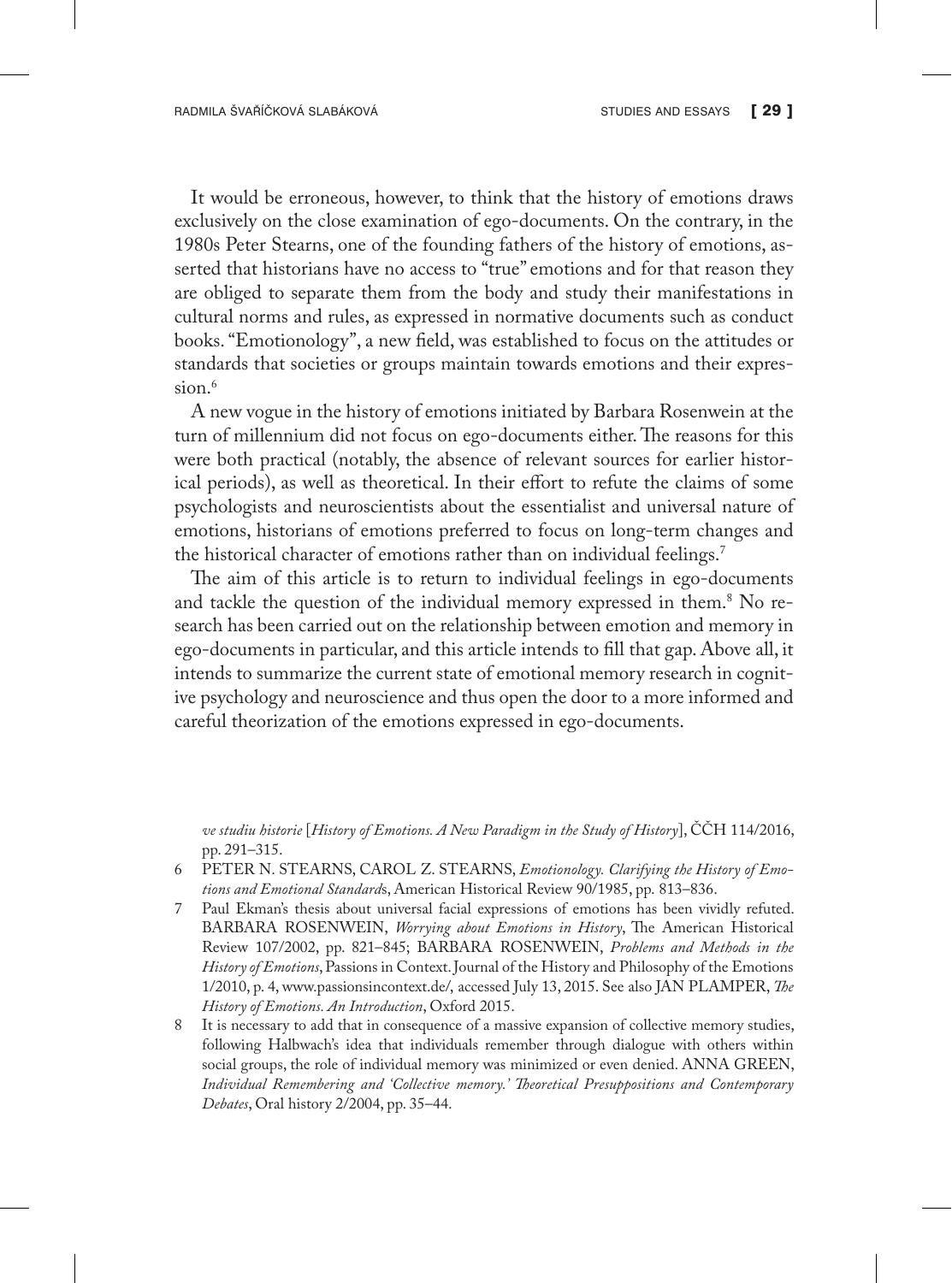It would be erroneous, however, to think that the history of emotions draws exclusively on the close examination of ego-documents. On the contrary, in the 1980s Peter Stearns, one of the founding fathers of the history of emotions, asserted that historians have no access to "true" emotions and for that reason they are obliged to separate them from the body and study their manifestations in cultural norms and rules, as expressed in normative documents such as conduct books. "Emotionology", a new field, was established to focus on the attitudes or standards that societies or groups maintain towards emotions and their expression.[6]

A new vogue in the history of emotions initiated by Barbara Rosenwein at the turn of millennium did not focus on ego-documents either. The reasons for this were both practical (notably, the absence of relevant sources for earlier historical periods), as well as theoretical. In their effort to refute the claims of some psychologists and neuroscientists about the essentialist and universal nature of emotions, historians of emotions preferred to focus on long-term changes and the historical character of emotions rather than on individual feelings.[7]

The aim of this article is to return to individual feelings in ego-documents and tackle the question of the individual memory expressed in them.[8] No research has been carried out on the relationship between emotion and memory in ego-documents in particular, and this article intends to fill that gap. Above all, it intends to summarize the current state of emotional memory research in cognitive psychology and neuroscience and thus open the door to a more informed and careful theorization of the emotions expressed in ego-documents.

*ve studiu historie* [*History of Emotions. A New Paradigm in the Study of History*], ČČH 114/2016, pp. 291–315.

6 PETER N. STEARNS, CAROL Z. STEARNS, *Emotionology. Clarifying the History of Emotions and Emotional Standards*, American Historical Review 90/1985, pp. 813–836.

7 Paul Ekman's thesis about universal facial expressions of emotions has been vividly refuted. BARBARA ROSENWEIN, *Worrying about Emotions in History*, The American Historical Review 107/2002, pp. 821–845; BARBARA ROSENWEIN, *Problems and Methods in the History of Emotions*, Passions in Context. Journal of the History and Philosophy of the Emotions 1/2010, p. 4, www.passionsincontext.de/, accessed July 13, 2015. See also JAN PLAMPER, *The History of Emotions. An Introduction*, Oxford 2015.

8 It is necessary to add that in consequence of a massive expansion of collective memory studies, following Halbwach's idea that individuals remember through dialogue with others within social groups, the role of individual memory was minimized or even denied. ANNA GREEN, *Individual Remembering and 'Collective memory.' Theoretical Presuppositions and Contemporary Debates*, Oral history 2/2004, pp. 35–44.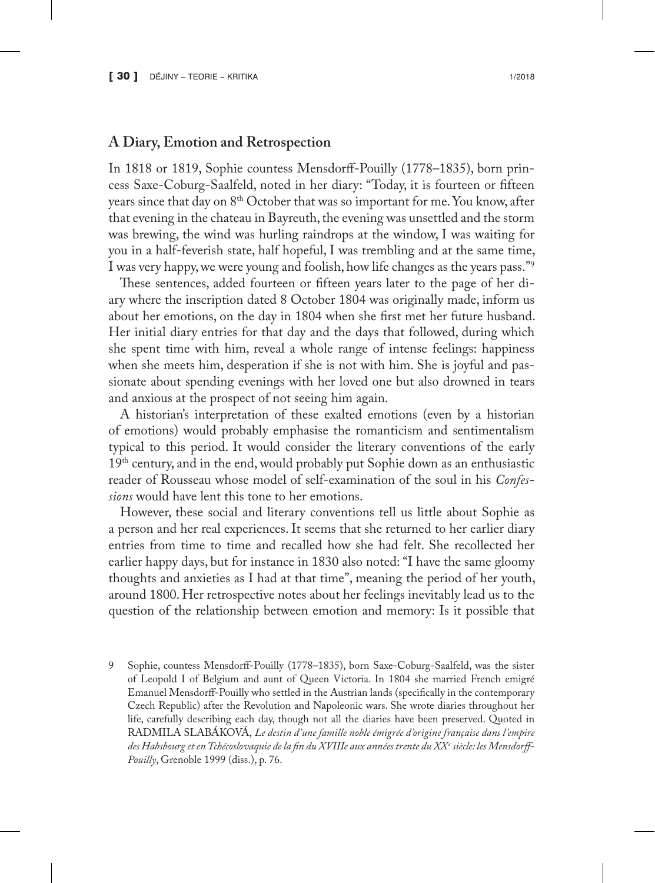## A Diary, Emotion and Retrospection

In 1818 or 1819, Sophie countess Mensdorff-Pouilly (1778–1835), born princess Saxe-Coburg-Saalfeld, noted in her diary: "Today, it is fourteen or fifteen years since that day on 8th October that was so important for me. You know, after that evening in the chateau in Bayreuth, the evening was unsettled and the storm was brewing, the wind was hurling raindrops at the window, I was waiting for you in a half-feverish state, half hopeful, I was trembling and at the same time, I was very happy, we were young and foolish, how life changes as the years pass."[9]

These sentences, added fourteen or fifteen years later to the page of her diary where the inscription dated 8 October 1804 was originally made, inform us about her emotions, on the day in 1804 when she first met her future husband. Her initial diary entries for that day and the days that followed, during which she spent time with him, reveal a whole range of intense feelings: happiness when she meets him, desperation if she is not with him. She is joyful and passionate about spending evenings with her loved one but also drowned in tears and anxious at the prospect of not seeing him again.

A historian's interpretation of these exalted emotions (even by a historian of emotions) would probably emphasise the romanticism and sentimentalism typical to this period. It would consider the literary conventions of the early 19th century, and in the end, would probably put Sophie down as an enthusiastic reader of Rousseau whose model of self-examination of the soul in his *Confessions* would have lent this tone to her emotions.

However, these social and literary conventions tell us little about Sophie as a person and her real experiences. It seems that she returned to her earlier diary entries from time to time and recalled how she had felt. She recollected her earlier happy days, but for instance in 1830 also noted: "I have the same gloomy thoughts and anxieties as I had at that time", meaning the period of her youth, around 1800. Her retrospective notes about her feelings inevitably lead us to the question of the relationship between emotion and memory: Is it possible that

9 Sophie, countess Mensdorff-Pouilly (1778–1835), born Saxe-Coburg-Saalfeld, was the sister of Leopold I of Belgium and aunt of Queen Victoria. In 1804 she married French emigré Emanuel Mensdorff-Pouilly who settled in the Austrian lands (specifically in the contemporary Czech Republic) after the Revolution and Napoleonic wars. She wrote diaries throughout her life, carefully describing each day, though not all the diaries have been preserved. Quoted in RADMILA SLABÁKOVÁ, *Le destin d'une famille noble émigrée d'origine française dans l'empire des Habsbourg et en Tchécoslovaquie de la fin du XVIIIe aux années trente du XXe siècle: les Mensdorff-Pouilly*, Grenoble 1999 (diss.), p. 76.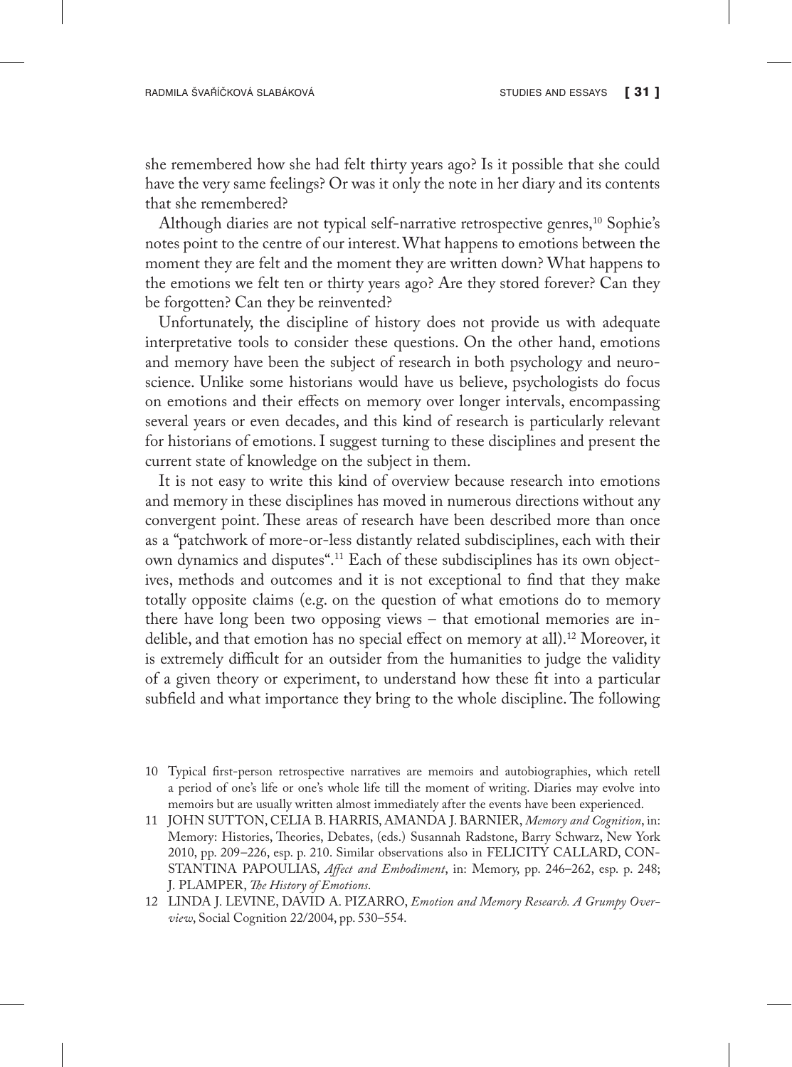she remembered how she had felt thirty years ago? Is it possible that she could have the very same feelings? Or was it only the note in her diary and its contents that she remembered?

Although diaries are not typical self-narrative retrospective genres,[10] Sophie's notes point to the centre of our interest. What happens to emotions between the moment they are felt and the moment they are written down? What happens to the emotions we felt ten or thirty years ago? Are they stored forever? Can they be forgotten? Can they be reinvented?

Unfortunately, the discipline of history does not provide us with adequate interpretative tools to consider these questions. On the other hand, emotions and memory have been the subject of research in both psychology and neuroscience. Unlike some historians would have us believe, psychologists do focus on emotions and their effects on memory over longer intervals, encompassing several years or even decades, and this kind of research is particularly relevant for historians of emotions. I suggest turning to these disciplines and present the current state of knowledge on the subject in them.

It is not easy to write this kind of overview because research into emotions and memory in these disciplines has moved in numerous directions without any convergent point. These areas of research have been described more than once as a "patchwork of more-or-less distantly related subdisciplines, each with their own dynamics and disputes".[11] Each of these subdisciplines has its own objectives, methods and outcomes and it is not exceptional to find that they make totally opposite claims (e.g. on the question of what emotions do to memory there have long been two opposing views – that emotional memories are indelible, and that emotion has no special effect on memory at all).[12] Moreover, it is extremely difficult for an outsider from the humanities to judge the validity of a given theory or experiment, to understand how these fit into a particular subfield and what importance they bring to the whole discipline. The following

---

10 Typical first-person retrospective narratives are memoirs and autobiographies, which retell a period of one's life or one's whole life till the moment of writing. Diaries may evolve into memoirs but are usually written almost immediately after the events have been experienced.

11 JOHN SUTTON, CELIA B. HARRIS, AMANDA J. BARNIER, *Memory and Cognition*, in: Memory: Histories, Theories, Debates, (eds.) Susannah Radstone, Barry Schwarz, New York 2010, pp. 209–226, esp. p. 210. Similar observations also in FELICITY CALLARD, CONSTANTINA PAPOULIAS, *Affect and Embodiment*, in: Memory, pp. 246–262, esp. p. 248; J. PLAMPER, *The History of Emotions*.

12 LINDA J. LEVINE, DAVID A. PIZARRO, *Emotion and Memory Research. A Grumpy Overview*, Social Cognition 22/2004, pp. 530–554.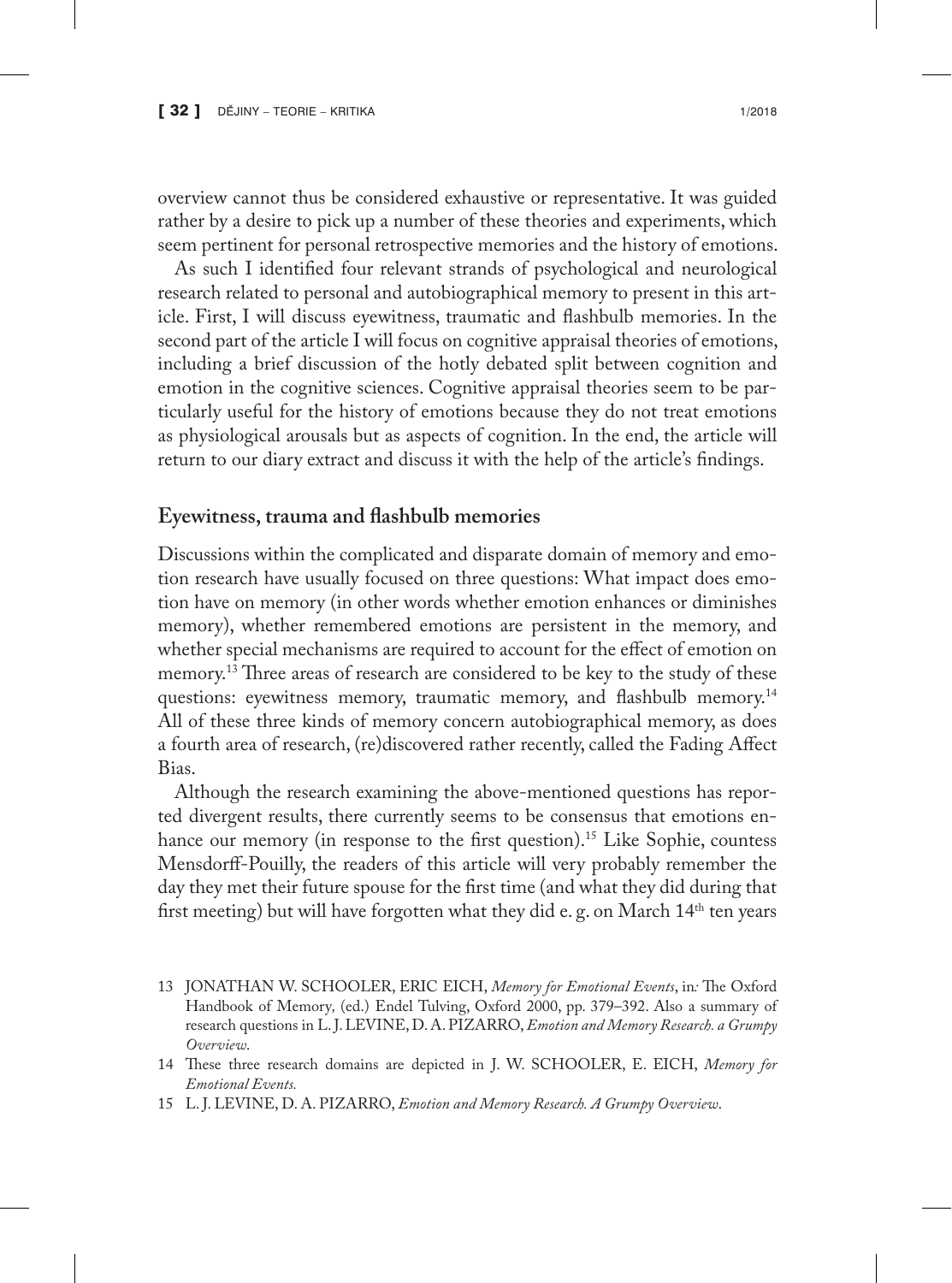overview cannot thus be considered exhaustive or representative. It was guided rather by a desire to pick up a number of these theories and experiments, which seem pertinent for personal retrospective memories and the history of emotions.

As such I identified four relevant strands of psychological and neurological research related to personal and autobiographical memory to present in this article. First, I will discuss eyewitness, traumatic and flashbulb memories. In the second part of the article I will focus on cognitive appraisal theories of emotions, including a brief discussion of the hotly debated split between cognition and emotion in the cognitive sciences. Cognitive appraisal theories seem to be particularly useful for the history of emotions because they do not treat emotions as physiological arousals but as aspects of cognition. In the end, the article will return to our diary extract and discuss it with the help of the article's findings.

## Eyewitness, trauma and flashbulb memories

Discussions within the complicated and disparate domain of memory and emotion research have usually focused on three questions: What impact does emotion have on memory (in other words whether emotion enhances or diminishes memory), whether remembered emotions are persistent in the memory, and whether special mechanisms are required to account for the effect of emotion on memory.[13] Three areas of research are considered to be key to the study of these questions: eyewitness memory, traumatic memory, and flashbulb memory.[14] All of these three kinds of memory concern autobiographical memory, as does a fourth area of research, (re)discovered rather recently, called the Fading Affect Bias.

Although the research examining the above-mentioned questions has reported divergent results, there currently seems to be consensus that emotions enhance our memory (in response to the first question).[15] Like Sophie, countess Mensdorff-Pouilly, the readers of this article will very probably remember the day they met their future spouse for the first time (and what they did during that first meeting) but will have forgotten what they did e. g. on March 14th ten years

13 JONATHAN W. SCHOOLER, ERIC EICH, *Memory for Emotional Events*, in: The Oxford Handbook of Memory, (ed.) Endel Tulving, Oxford 2000, pp. 379–392. Also a summary of research questions in L. J. LEVINE, D. A. PIZARRO, *Emotion and Memory Research. a Grumpy Overview*.

14 These three research domains are depicted in J. W. SCHOOLER, E. EICH, *Memory for Emotional Events.*

15 L. J. LEVINE, D. A. PIZARRO, *Emotion and Memory Research. A Grumpy Overview*.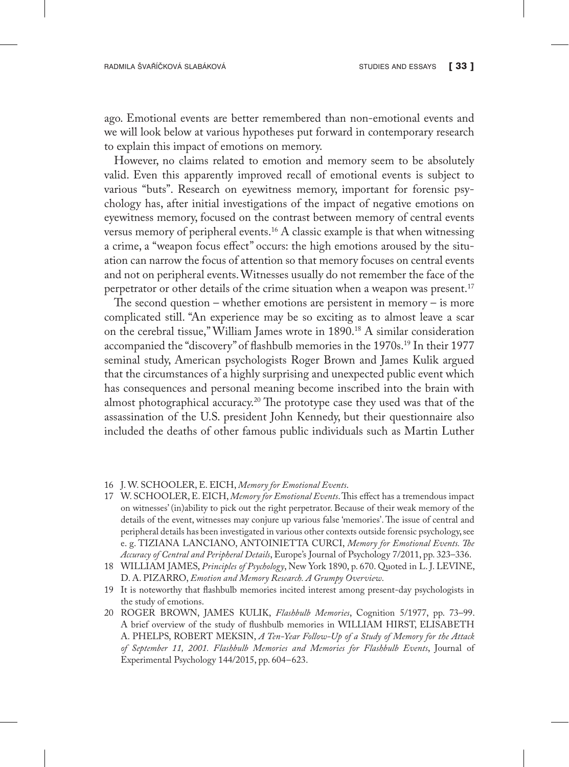ago. Emotional events are better remembered than non-emotional events and we will look below at various hypotheses put forward in contemporary research to explain this impact of emotions on memory.

However, no claims related to emotion and memory seem to be absolutely valid. Even this apparently improved recall of emotional events is subject to various "buts". Research on eyewitness memory, important for forensic psychology has, after initial investigations of the impact of negative emotions on eyewitness memory, focused on the contrast between memory of central events versus memory of peripheral events.[16] A classic example is that when witnessing a crime, a "weapon focus effect" occurs: the high emotions aroused by the situation can narrow the focus of attention so that memory focuses on central events and not on peripheral events. Witnesses usually do not remember the face of the perpetrator or other details of the crime situation when a weapon was present.[17]

The second question – whether emotions are persistent in memory – is more complicated still. "An experience may be so exciting as to almost leave a scar on the cerebral tissue," William James wrote in 1890.[18] A similar consideration accompanied the "discovery" of flashbulb memories in the 1970s.[19] In their 1977 seminal study, American psychologists Roger Brown and James Kulik argued that the circumstances of a highly surprising and unexpected public event which has consequences and personal meaning become inscribed into the brain with almost photographical accuracy.[20] The prototype case they used was that of the assassination of the U.S. president John Kennedy, but their questionnaire also included the deaths of other famous public individuals such as Martin Luther

16 J. W. SCHOOLER, E. EICH, *Memory for Emotional Events*.

17 W. SCHOOLER, E. EICH, *Memory for Emotional Events*. This effect has a tremendous impact on witnesses' (in)ability to pick out the right perpetrator. Because of their weak memory of the details of the event, witnesses may conjure up various false 'memories'. The issue of central and peripheral details has been investigated in various other contexts outside forensic psychology, see e. g. TIZIANA LANCIANO, ANTOINIETTA CURCI, *Memory for Emotional Events. The Accuracy of Central and Peripheral Details*, Europe's Journal of Psychology 7/2011, pp. 323–336.

18 WILLIAM JAMES, *Principles of Psychology*, New York 1890, p. 670. Quoted in L. J. LEVINE, D. A. PIZARRO, *Emotion and Memory Research. A Grumpy Overview*.

19 It is noteworthy that flashbulb memories incited interest among present-day psychologists in the study of emotions.

20 ROGER BROWN, JAMES KULIK, *Flashbulb Memories*, Cognition 5/1977, pp. 73–99. A brief overview of the study of flushbulb memories in WILLIAM HIRST, ELISABETH A. PHELPS, ROBERT MEKSIN, *A Ten-Year Follow-Up of a Study of Memory for the Attack of September 11, 2001. Flashbulb Memories and Memories for Flashbulb Events*, Journal of Experimental Psychology 144/2015, pp. 604–623.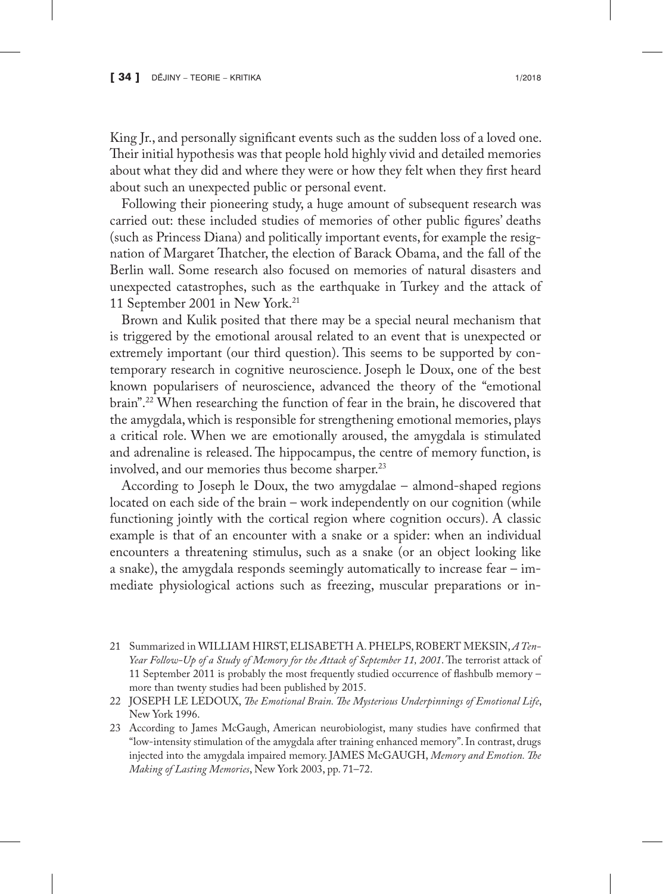King Jr., and personally significant events such as the sudden loss of a loved one. Their initial hypothesis was that people hold highly vivid and detailed memories about what they did and where they were or how they felt when they first heard about such an unexpected public or personal event.

Following their pioneering study, a huge amount of subsequent research was carried out: these included studies of memories of other public figures' deaths (such as Princess Diana) and politically important events, for example the resignation of Margaret Thatcher, the election of Barack Obama, and the fall of the Berlin wall. Some research also focused on memories of natural disasters and unexpected catastrophes, such as the earthquake in Turkey and the attack of 11 September 2001 in New York.[21]

Brown and Kulik posited that there may be a special neural mechanism that is triggered by the emotional arousal related to an event that is unexpected or extremely important (our third question). This seems to be supported by contemporary research in cognitive neuroscience. Joseph le Doux, one of the best known popularisers of neuroscience, advanced the theory of the "emotional brain".[22] When researching the function of fear in the brain, he discovered that the amygdala, which is responsible for strengthening emotional memories, plays a critical role. When we are emotionally aroused, the amygdala is stimulated and adrenaline is released. The hippocampus, the centre of memory function, is involved, and our memories thus become sharper.[23]

According to Joseph le Doux, the two amygdalae – almond-shaped regions located on each side of the brain – work independently on our cognition (while functioning jointly with the cortical region where cognition occurs). A classic example is that of an encounter with a snake or a spider: when an individual encounters a threatening stimulus, such as a snake (or an object looking like a snake), the amygdala responds seemingly automatically to increase fear – immediate physiological actions such as freezing, muscular preparations or in-

---

21 Summarized in WILLIAM HIRST, ELISABETH A. PHELPS, ROBERT MEKSIN, *A Ten-Year Follow-Up of a Study of Memory for the Attack of September 11, 2001*. The terrorist attack of 11 September 2011 is probably the most frequently studied occurrence of flashbulb memory – more than twenty studies had been published by 2015.

22 JOSEPH LE LEDOUX, *The Emotional Brain. The Mysterious Underpinnings of Emotional Life*, New York 1996.

23 According to James McGaugh, American neurobiologist, many studies have confirmed that "low-intensity stimulation of the amygdala after training enhanced memory". In contrast, drugs injected into the amygdala impaired memory. JAMES McGAUGH, *Memory and Emotion. The Making of Lasting Memories*, New York 2003, pp. 71–72.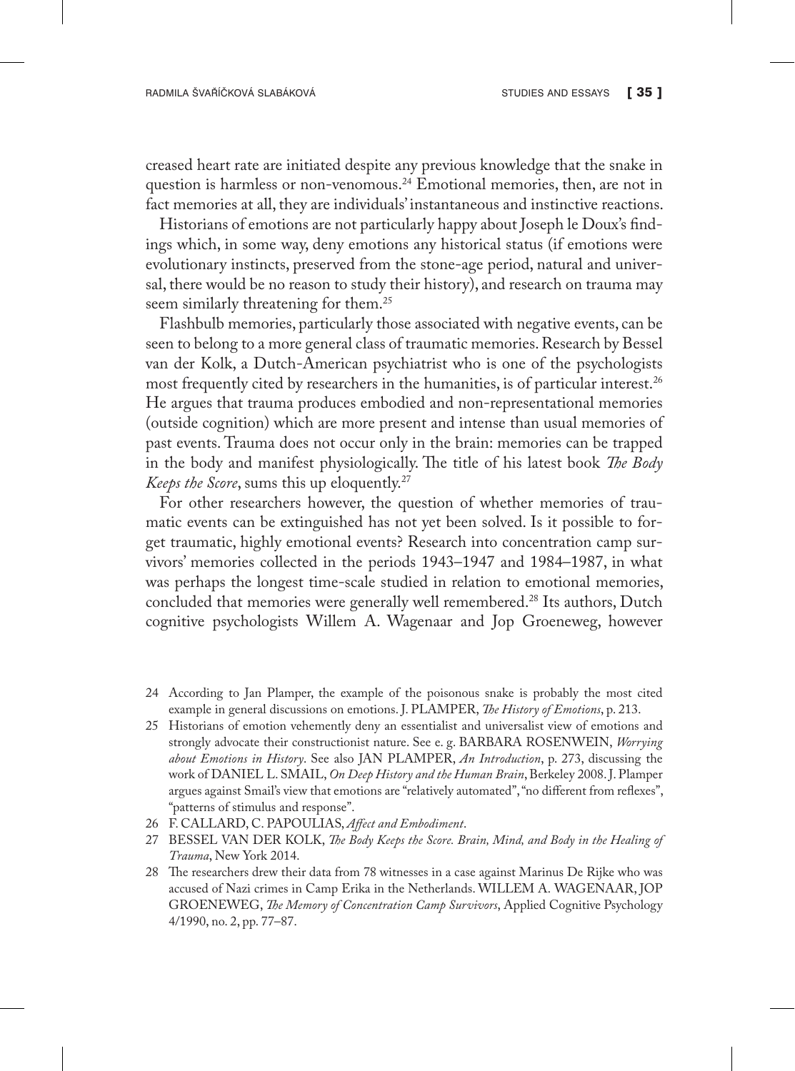creased heart rate are initiated despite any previous knowledge that the snake in question is harmless or non-venomous.[24] Emotional memories, then, are not in fact memories at all, they are individuals' instantaneous and instinctive reactions.

Historians of emotions are not particularly happy about Joseph le Doux's findings which, in some way, deny emotions any historical status (if emotions were evolutionary instincts, preserved from the stone-age period, natural and universal, there would be no reason to study their history), and research on trauma may seem similarly threatening for them.[25]

Flashbulb memories, particularly those associated with negative events, can be seen to belong to a more general class of traumatic memories. Research by Bessel van der Kolk, a Dutch-American psychiatrist who is one of the psychologists most frequently cited by researchers in the humanities, is of particular interest.[26] He argues that trauma produces embodied and non-representational memories (outside cognition) which are more present and intense than usual memories of past events. Trauma does not occur only in the brain: memories can be trapped in the body and manifest physiologically. The title of his latest book *The Body Keeps the Score*, sums this up eloquently.[27]

For other researchers however, the question of whether memories of traumatic events can be extinguished has not yet been solved. Is it possible to forget traumatic, highly emotional events? Research into concentration camp survivors' memories collected in the periods 1943–1947 and 1984–1987, in what was perhaps the longest time-scale studied in relation to emotional memories, concluded that memories were generally well remembered.[28] Its authors, Dutch cognitive psychologists Willem A. Wagenaar and Jop Groeneweg, however

---

24 According to Jan Plamper, the example of the poisonous snake is probably the most cited example in general discussions on emotions. J. PLAMPER, *The History of Emotions*, p. 213.

25 Historians of emotion vehemently deny an essentialist and universalist view of emotions and strongly advocate their constructionist nature. See e. g. BARBARA ROSENWEIN, *Worrying about Emotions in History*. See also JAN PLAMPER, *An Introduction*, p. 273, discussing the work of DANIEL L. SMAIL, *On Deep History and the Human Brain*, Berkeley 2008. J. Plamper argues against Smail's view that emotions are "relatively automated", "no different from reflexes", "patterns of stimulus and response".

26 F. CALLARD, C. PAPOULIAS, *Affect and Embodiment*.

27 BESSEL VAN DER KOLK, *The Body Keeps the Score. Brain, Mind, and Body in the Healing of Trauma*, New York 2014.

28 The researchers drew their data from 78 witnesses in a case against Marinus De Rijke who was accused of Nazi crimes in Camp Erika in the Netherlands. WILLEM A. WAGENAAR, JOP GROENEWEG, *The Memory of Concentration Camp Survivors*, Applied Cognitive Psychology 4/1990, no. 2, pp. 77–87.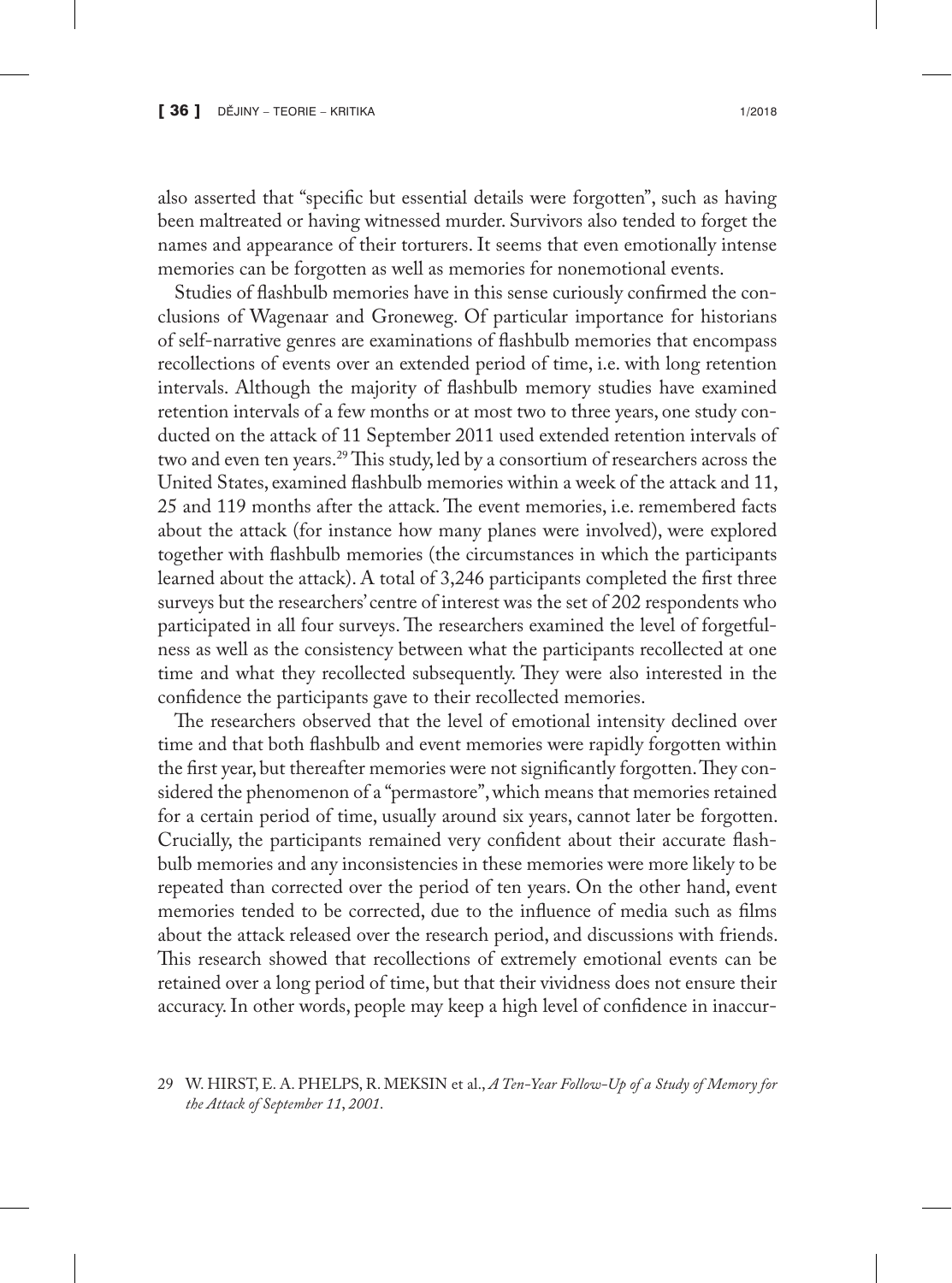also asserted that "specific but essential details were forgotten", such as having been maltreated or having witnessed murder. Survivors also tended to forget the names and appearance of their torturers. It seems that even emotionally intense memories can be forgotten as well as memories for nonemotional events.

Studies of flashbulb memories have in this sense curiously confirmed the conclusions of Wagenaar and Groneweg. Of particular importance for historians of self-narrative genres are examinations of flashbulb memories that encompass recollections of events over an extended period of time, i.e. with long retention intervals. Although the majority of flashbulb memory studies have examined retention intervals of a few months or at most two to three years, one study conducted on the attack of 11 September 2011 used extended retention intervals of two and even ten years.[29] This study, led by a consortium of researchers across the United States, examined flashbulb memories within a week of the attack and 11, 25 and 119 months after the attack. The event memories, i.e. remembered facts about the attack (for instance how many planes were involved), were explored together with flashbulb memories (the circumstances in which the participants learned about the attack). A total of 3,246 participants completed the first three surveys but the researchers' centre of interest was the set of 202 respondents who participated in all four surveys. The researchers examined the level of forgetfulness as well as the consistency between what the participants recollected at one time and what they recollected subsequently. They were also interested in the confidence the participants gave to their recollected memories.

The researchers observed that the level of emotional intensity declined over time and that both flashbulb and event memories were rapidly forgotten within the first year, but thereafter memories were not significantly forgotten. They considered the phenomenon of a "permastore", which means that memories retained for a certain period of time, usually around six years, cannot later be forgotten. Crucially, the participants remained very confident about their accurate flashbulb memories and any inconsistencies in these memories were more likely to be repeated than corrected over the period of ten years. On the other hand, event memories tended to be corrected, due to the influence of media such as films about the attack released over the research period, and discussions with friends. This research showed that recollections of extremely emotional events can be retained over a long period of time, but that their vividness does not ensure their accuracy. In other words, people may keep a high level of confidence in inaccur-

29 W. HIRST, E. A. PHELPS, R. MEKSIN et al., *A Ten-Year Follow-Up of a Study of Memory for the Attack of September 11, 2001.*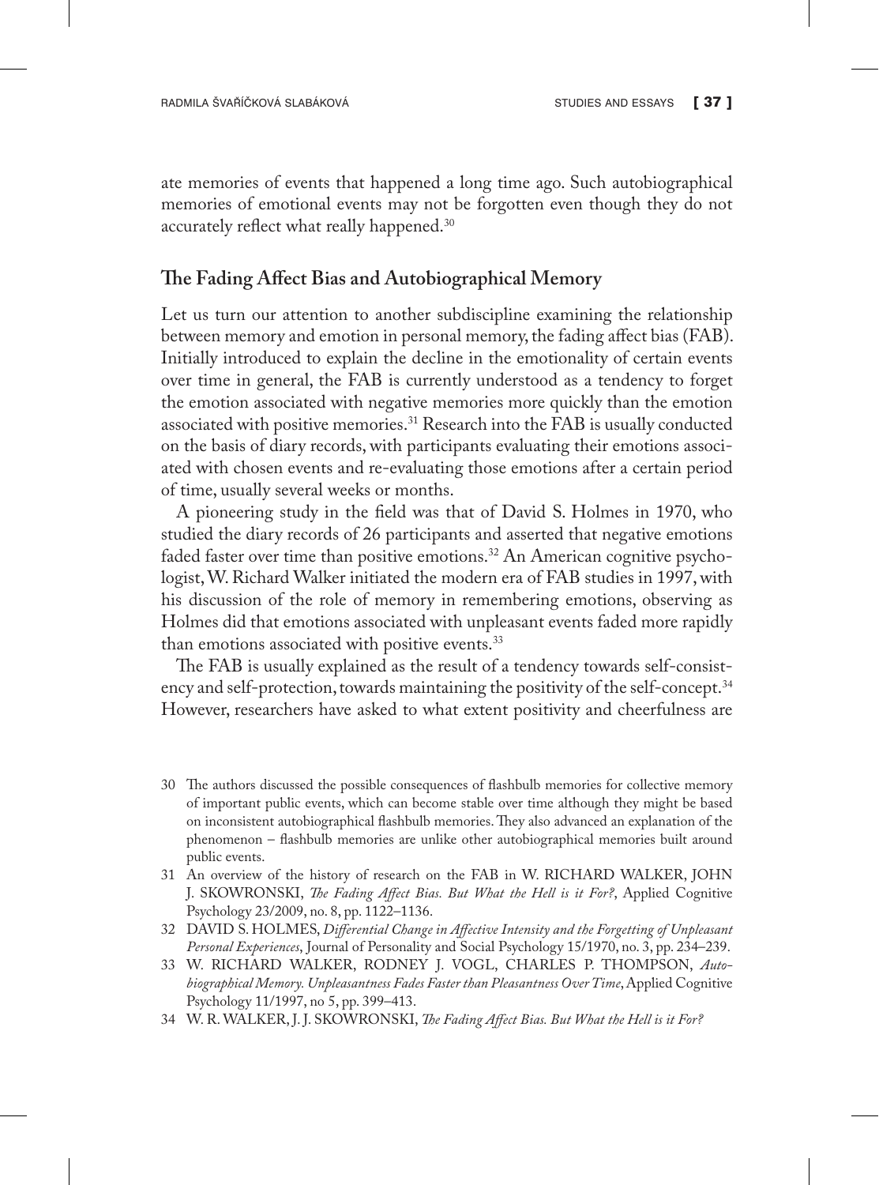ate memories of events that happened a long time ago. Such autobiographical memories of emotional events may not be forgotten even though they do not accurately reflect what really happened.[30]

## The Fading Affect Bias and Autobiographical Memory

Let us turn our attention to another subdiscipline examining the relationship between memory and emotion in personal memory, the fading affect bias (FAB). Initially introduced to explain the decline in the emotionality of certain events over time in general, the FAB is currently understood as a tendency to forget the emotion associated with negative memories more quickly than the emotion associated with positive memories.[31] Research into the FAB is usually conducted on the basis of diary records, with participants evaluating their emotions associated with chosen events and re-evaluating those emotions after a certain period of time, usually several weeks or months.

A pioneering study in the field was that of David S. Holmes in 1970, who studied the diary records of 26 participants and asserted that negative emotions faded faster over time than positive emotions.[32] An American cognitive psychologist, W. Richard Walker initiated the modern era of FAB studies in 1997, with his discussion of the role of memory in remembering emotions, observing as Holmes did that emotions associated with unpleasant events faded more rapidly than emotions associated with positive events.[33]

The FAB is usually explained as the result of a tendency towards self-consistency and self-protection, towards maintaining the positivity of the self-concept.[34] However, researchers have asked to what extent positivity and cheerfulness are

30 The authors discussed the possible consequences of flashbulb memories for collective memory of important public events, which can become stable over time although they might be based on inconsistent autobiographical flashbulb memories. They also advanced an explanation of the phenomenon – flashbulb memories are unlike other autobiographical memories built around public events.

31 An overview of the history of research on the FAB in W. RICHARD WALKER, JOHN J. SKOWRONSKI, *The Fading Affect Bias. But What the Hell is it For?*, Applied Cognitive Psychology 23/2009, no. 8, pp. 1122–1136.

32 DAVID S. HOLMES, *Differential Change in Affective Intensity and the Forgetting of Unpleasant Personal Experiences*, Journal of Personality and Social Psychology 15/1970, no. 3, pp. 234–239.

33 W. RICHARD WALKER, RODNEY J. VOGL, CHARLES P. THOMPSON, *Autobiographical Memory. Unpleasantness Fades Faster than Pleasantness Over Time*, Applied Cognitive Psychology 11/1997, no 5, pp. 399–413.

34 W. R. WALKER, J. J. SKOWRONSKI, *The Fading Affect Bias. But What the Hell is it For?*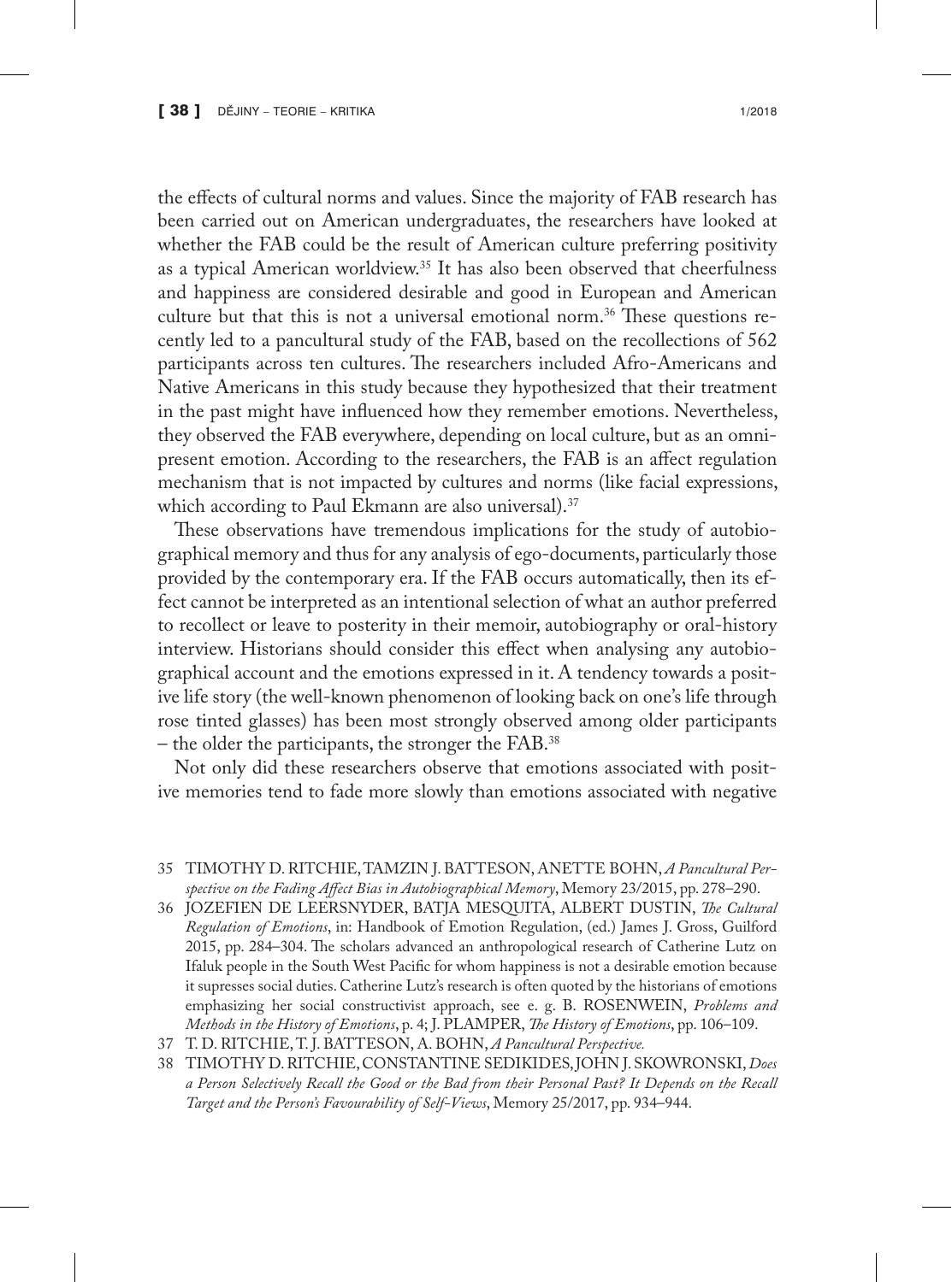the effects of cultural norms and values. Since the majority of FAB research has been carried out on American undergraduates, the researchers have looked at whether the FAB could be the result of American culture preferring positivity as a typical American worldview.[35] It has also been observed that cheerfulness and happiness are considered desirable and good in European and American culture but that this is not a universal emotional norm.[36] These questions recently led to a pancultural study of the FAB, based on the recollections of 562 participants across ten cultures. The researchers included Afro-Americans and Native Americans in this study because they hypothesized that their treatment in the past might have influenced how they remember emotions. Nevertheless, they observed the FAB everywhere, depending on local culture, but as an omnipresent emotion. According to the researchers, the FAB is an affect regulation mechanism that is not impacted by cultures and norms (like facial expressions, which according to Paul Ekmann are also universal).[37]

These observations have tremendous implications for the study of autobiographical memory and thus for any analysis of ego-documents, particularly those provided by the contemporary era. If the FAB occurs automatically, then its effect cannot be interpreted as an intentional selection of what an author preferred to recollect or leave to posterity in their memoir, autobiography or oral-history interview. Historians should consider this effect when analysing any autobiographical account and the emotions expressed in it. A tendency towards a positive life story (the well-known phenomenon of looking back on one's life through rose tinted glasses) has been most strongly observed among older participants – the older the participants, the stronger the FAB.[38]

Not only did these researchers observe that emotions associated with positive memories tend to fade more slowly than emotions associated with negative

---

35 TIMOTHY D. RITCHIE, TAMZIN J. BATTESON, ANETTE BOHN, *A Pancultural Perspective on the Fading Affect Bias in Autobiographical Memory*, Memory 23/2015, pp. 278–290.

36 JOZEFIEN DE LEERSNYDER, BATJA MESQUITA, ALBERT DUSTIN, *The Cultural Regulation of Emotions*, in: Handbook of Emotion Regulation, (ed.) James J. Gross, Guilford 2015, pp. 284–304. The scholars advanced an anthropological research of Catherine Lutz on Ifaluk people in the South West Pacific for whom happiness is not a desirable emotion because it supresses social duties. Catherine Lutz's research is often quoted by the historians of emotions emphasizing her social constructivist approach, see e. g. B. ROSENWEIN, *Problems and Methods in the History of Emotions*, p. 4; J. PLAMPER, *The History of Emotions*, pp. 106–109.

37 T. D. RITCHIE, T. J. BATTESON, A. BOHN, *A Pancultural Perspective.*

38 TIMOTHY D. RITCHIE, CONSTANTINE SEDIKIDES, JOHN J. SKOWRONSKI, *Does a Person Selectively Recall the Good or the Bad from their Personal Past? It Depends on the Recall Target and the Person's Favourability of Self-Views*, Memory 25/2017, pp. 934–944.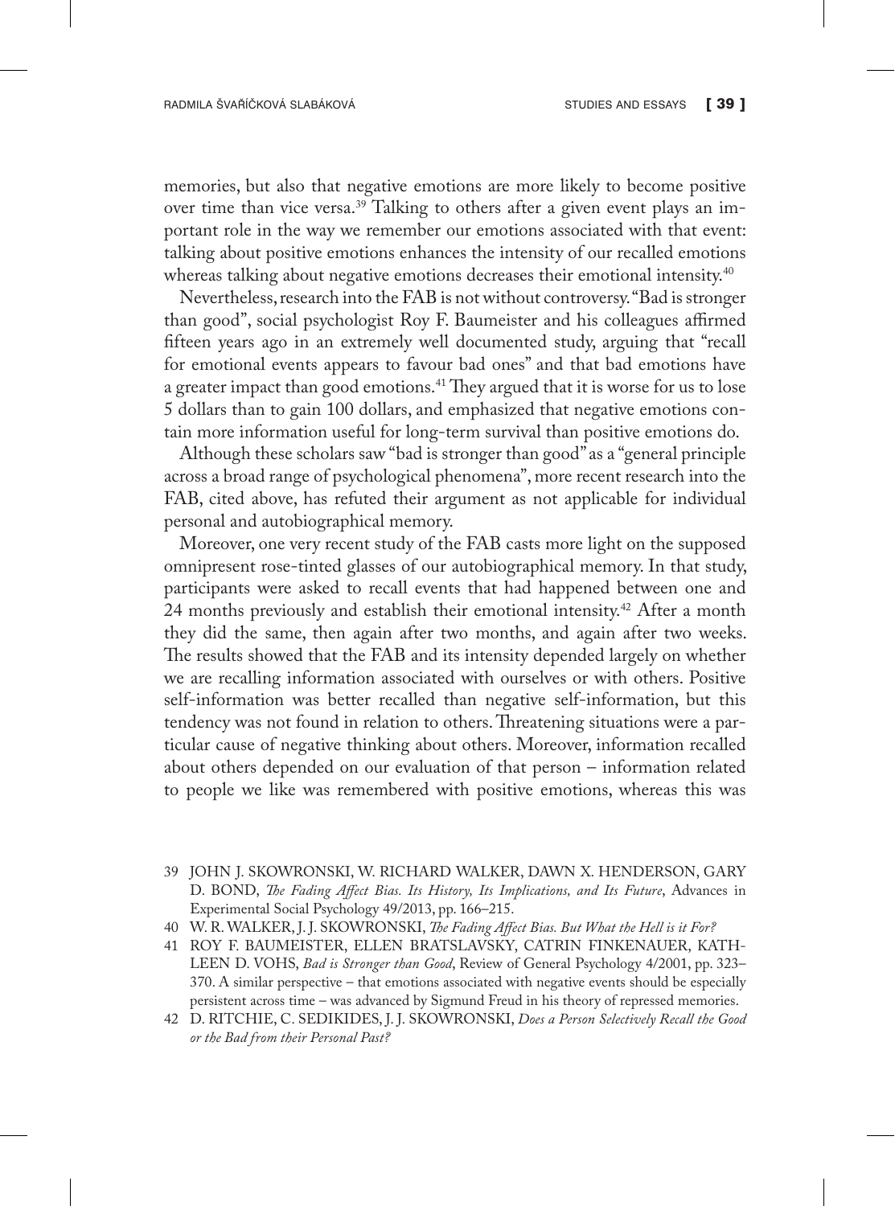memories, but also that negative emotions are more likely to become positive over time than vice versa.[39] Talking to others after a given event plays an important role in the way we remember our emotions associated with that event: talking about positive emotions enhances the intensity of our recalled emotions whereas talking about negative emotions decreases their emotional intensity.[40]

Nevertheless, research into the FAB is not without controversy. "Bad is stronger than good", social psychologist Roy F. Baumeister and his colleagues affirmed fifteen years ago in an extremely well documented study, arguing that "recall for emotional events appears to favour bad ones" and that bad emotions have a greater impact than good emotions.[41] They argued that it is worse for us to lose 5 dollars than to gain 100 dollars, and emphasized that negative emotions contain more information useful for long-term survival than positive emotions do.

Although these scholars saw "bad is stronger than good" as a "general principle across a broad range of psychological phenomena", more recent research into the FAB, cited above, has refuted their argument as not applicable for individual personal and autobiographical memory.

Moreover, one very recent study of the FAB casts more light on the supposed omnipresent rose-tinted glasses of our autobiographical memory. In that study, participants were asked to recall events that had happened between one and 24 months previously and establish their emotional intensity.[42] After a month they did the same, then again after two months, and again after two weeks. The results showed that the FAB and its intensity depended largely on whether we are recalling information associated with ourselves or with others. Positive self-information was better recalled than negative self-information, but this tendency was not found in relation to others. Threatening situations were a particular cause of negative thinking about others. Moreover, information recalled about others depended on our evaluation of that person – information related to people we like was remembered with positive emotions, whereas this was

---

39 JOHN J. SKOWRONSKI, W. RICHARD WALKER, DAWN X. HENDERSON, GARY D. BOND, *The Fading Affect Bias. Its History, Its Implications, and Its Future*, Advances in Experimental Social Psychology 49/2013, pp. 166–215.

40 W. R. WALKER, J. J. SKOWRONSKI, *The Fading Affect Bias. But What the Hell is it For?*

41 ROY F. BAUMEISTER, ELLEN BRATSLAVSKY, CATRIN FINKENAUER, KATHLEEN D. VOHS, *Bad is Stronger than Good*, Review of General Psychology 4/2001, pp. 323–370. A similar perspective – that emotions associated with negative events should be especially persistent across time – was advanced by Sigmund Freud in his theory of repressed memories.

42 D. RITCHIE, C. SEDIKIDES, J. J. SKOWRONSKI, *Does a Person Selectively Recall the Good or the Bad from their Personal Past?*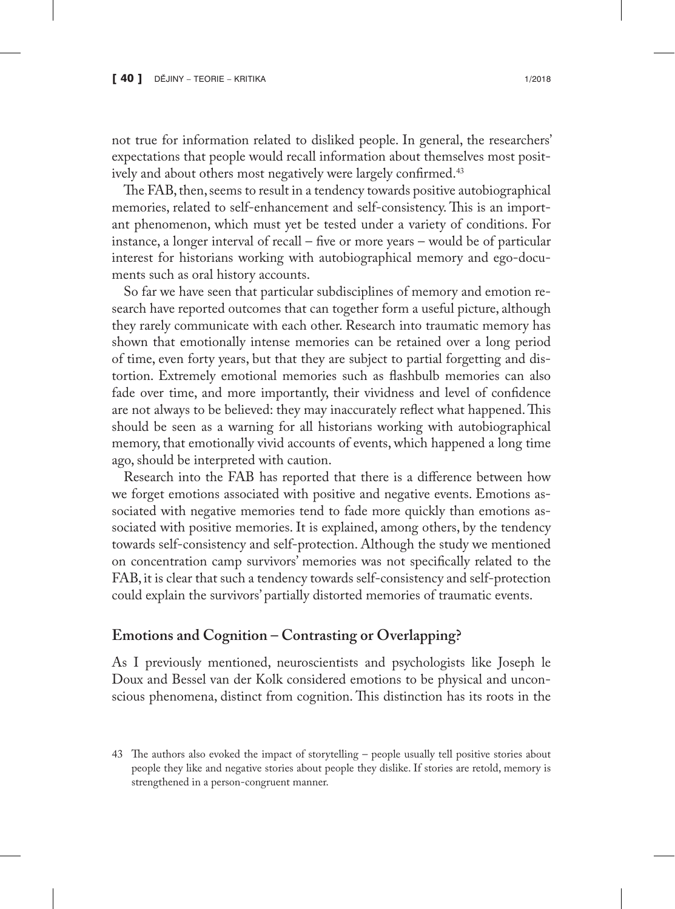not true for information related to disliked people. In general, the researchers' expectations that people would recall information about themselves most positively and about others most negatively were largely confirmed.[43]

The FAB, then, seems to result in a tendency towards positive autobiographical memories, related to self-enhancement and self-consistency. This is an important phenomenon, which must yet be tested under a variety of conditions. For instance, a longer interval of recall – five or more years – would be of particular interest for historians working with autobiographical memory and ego-documents such as oral history accounts.

So far we have seen that particular subdisciplines of memory and emotion research have reported outcomes that can together form a useful picture, although they rarely communicate with each other. Research into traumatic memory has shown that emotionally intense memories can be retained over a long period of time, even forty years, but that they are subject to partial forgetting and distortion. Extremely emotional memories such as flashbulb memories can also fade over time, and more importantly, their vividness and level of confidence are not always to be believed: they may inaccurately reflect what happened. This should be seen as a warning for all historians working with autobiographical memory, that emotionally vivid accounts of events, which happened a long time ago, should be interpreted with caution.

Research into the FAB has reported that there is a difference between how we forget emotions associated with positive and negative events. Emotions associated with negative memories tend to fade more quickly than emotions associated with positive memories. It is explained, among others, by the tendency towards self-consistency and self-protection. Although the study we mentioned on concentration camp survivors' memories was not specifically related to the FAB, it is clear that such a tendency towards self-consistency and self-protection could explain the survivors' partially distorted memories of traumatic events.

## Emotions and Cognition – Contrasting or Overlapping?

As I previously mentioned, neuroscientists and psychologists like Joseph le Doux and Bessel van der Kolk considered emotions to be physical and unconscious phenomena, distinct from cognition. This distinction has its roots in the

43 The authors also evoked the impact of storytelling – people usually tell positive stories about people they like and negative stories about people they dislike. If stories are retold, memory is strengthened in a person-congruent manner.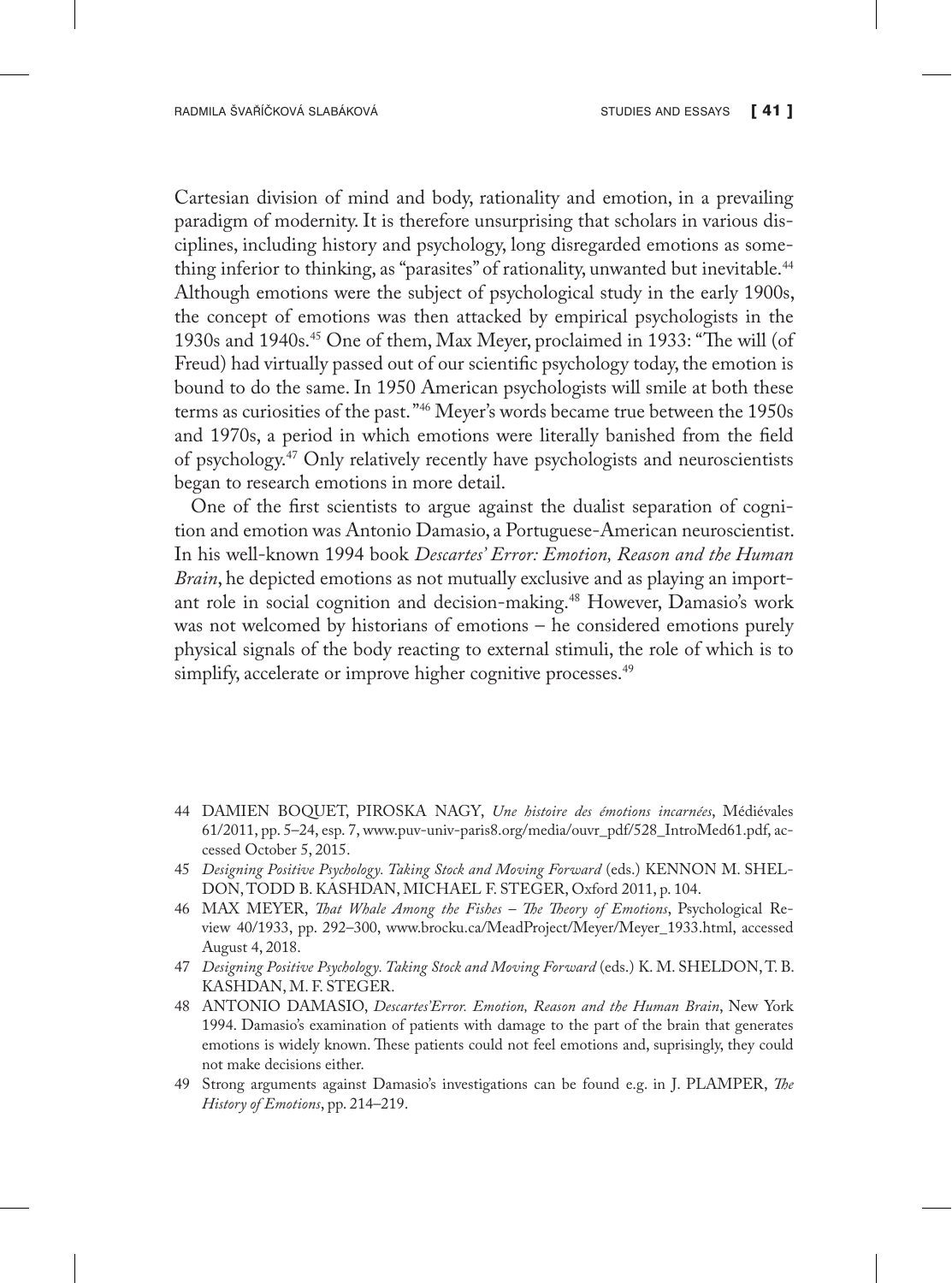Cartesian division of mind and body, rationality and emotion, in a prevailing paradigm of modernity. It is therefore unsurprising that scholars in various disciplines, including history and psychology, long disregarded emotions as something inferior to thinking, as "parasites" of rationality, unwanted but inevitable.[44] Although emotions were the subject of psychological study in the early 1900s, the concept of emotions was then attacked by empirical psychologists in the 1930s and 1940s.[45] One of them, Max Meyer, proclaimed in 1933: "The will (of Freud) had virtually passed out of our scientific psychology today, the emotion is bound to do the same. In 1950 American psychologists will smile at both these terms as curiosities of the past."[46] Meyer's words became true between the 1950s and 1970s, a period in which emotions were literally banished from the field of psychology.[47] Only relatively recently have psychologists and neuroscientists began to research emotions in more detail.

One of the first scientists to argue against the dualist separation of cognition and emotion was Antonio Damasio, a Portuguese-American neuroscientist. In his well-known 1994 book *Descartes' Error: Emotion, Reason and the Human Brain*, he depicted emotions as not mutually exclusive and as playing an important role in social cognition and decision-making.[48] However, Damasio's work was not welcomed by historians of emotions – he considered emotions purely physical signals of the body reacting to external stimuli, the role of which is to simplify, accelerate or improve higher cognitive processes.[49]

---

44 DAMIEN BOQUET, PIROSKA NAGY, *Une histoire des émotions incarnées*, Médiévales 61/2011, pp. 5–24, esp. 7, www.puv-univ-paris8.org/media/ouvr_pdf/528_IntroMed61.pdf, accessed October 5, 2015.

45 *Designing Positive Psychology. Taking Stock and Moving Forward* (eds.) KENNON M. SHELDON, TODD B. KASHDAN, MICHAEL F. STEGER, Oxford 2011, p. 104.

46 MAX MEYER, *That Whale Among the Fishes – The Theory of Emotions*, Psychological Review 40/1933, pp. 292–300, www.brocku.ca/MeadProject/Meyer/Meyer_1933.html, accessed August 4, 2018.

47 *Designing Positive Psychology. Taking Stock and Moving Forward* (eds.) K. M. SHELDON, T. B. KASHDAN, M. F. STEGER.

48 ANTONIO DAMASIO, *Descartes'Error. Emotion, Reason and the Human Brain*, New York 1994. Damasio's examination of patients with damage to the part of the brain that generates emotions is widely known. These patients could not feel emotions and, suprisingly, they could not make decisions either.

49 Strong arguments against Damasio's investigations can be found e.g. in J. PLAMPER, *The History of Emotions*, pp. 214–219.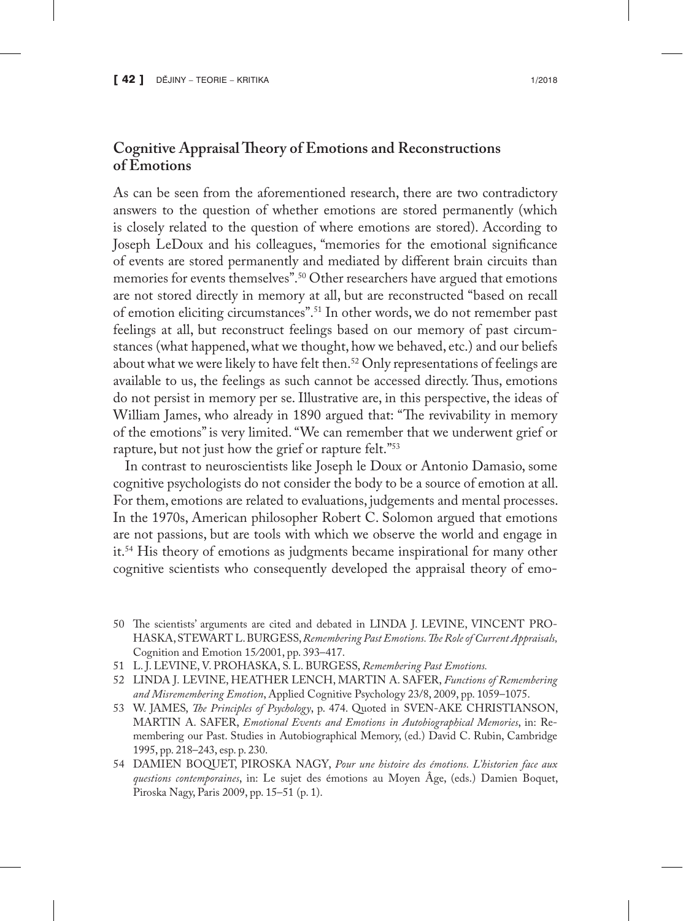## Cognitive Appraisal Theory of Emotions and Reconstructions of Emotions

As can be seen from the aforementioned research, there are two contradictory answers to the question of whether emotions are stored permanently (which is closely related to the question of where emotions are stored). According to Joseph LeDoux and his colleagues, "memories for the emotional significance of events are stored permanently and mediated by different brain circuits than memories for events themselves".[50] Other researchers have argued that emotions are not stored directly in memory at all, but are reconstructed "based on recall of emotion eliciting circumstances".[51] In other words, we do not remember past feelings at all, but reconstruct feelings based on our memory of past circumstances (what happened, what we thought, how we behaved, etc.) and our beliefs about what we were likely to have felt then.[52] Only representations of feelings are available to us, the feelings as such cannot be accessed directly. Thus, emotions do not persist in memory per se. Illustrative are, in this perspective, the ideas of William James, who already in 1890 argued that: "The revivability in memory of the emotions" is very limited. "We can remember that we underwent grief or rapture, but not just how the grief or rapture felt."[53]

In contrast to neuroscientists like Joseph le Doux or Antonio Damasio, some cognitive psychologists do not consider the body to be a source of emotion at all. For them, emotions are related to evaluations, judgements and mental processes. In the 1970s, American philosopher Robert C. Solomon argued that emotions are not passions, but are tools with which we observe the world and engage in it.[54] His theory of emotions as judgments became inspirational for many other cognitive scientists who consequently developed the appraisal theory of emo-

---

50 The scientists' arguments are cited and debated in LINDA J. LEVINE, VINCENT PROHASKA, STEWART L. BURGESS, *Remembering Past Emotions. The Role of Current Appraisals,* Cognition and Emotion 15/2001, pp. 393–417.

51 L. J. LEVINE, V. PROHASKA, S. L. BURGESS, *Remembering Past Emotions.*

52 LINDA J. LEVINE, HEATHER LENCH, MARTIN A. SAFER, *Functions of Remembering and Misremembering Emotion*, Applied Cognitive Psychology 23/8, 2009, pp. 1059–1075.

53 W. JAMES, *The Principles of Psychology*, p. 474. Quoted in SVEN-AKE CHRISTIANSON, MARTIN A. SAFER, *Emotional Events and Emotions in Autobiographical Memories*, in: Remembering our Past. Studies in Autobiographical Memory, (ed.) David C. Rubin, Cambridge 1995, pp. 218–243, esp. p. 230.

54 DAMIEN BOQUET, PIROSKA NAGY, *Pour une histoire des émotions. L'historien face aux questions contemporaines*, in: Le sujet des émotions au Moyen Âge, (eds.) Damien Boquet, Piroska Nagy, Paris 2009, pp. 15–51 (p. 1).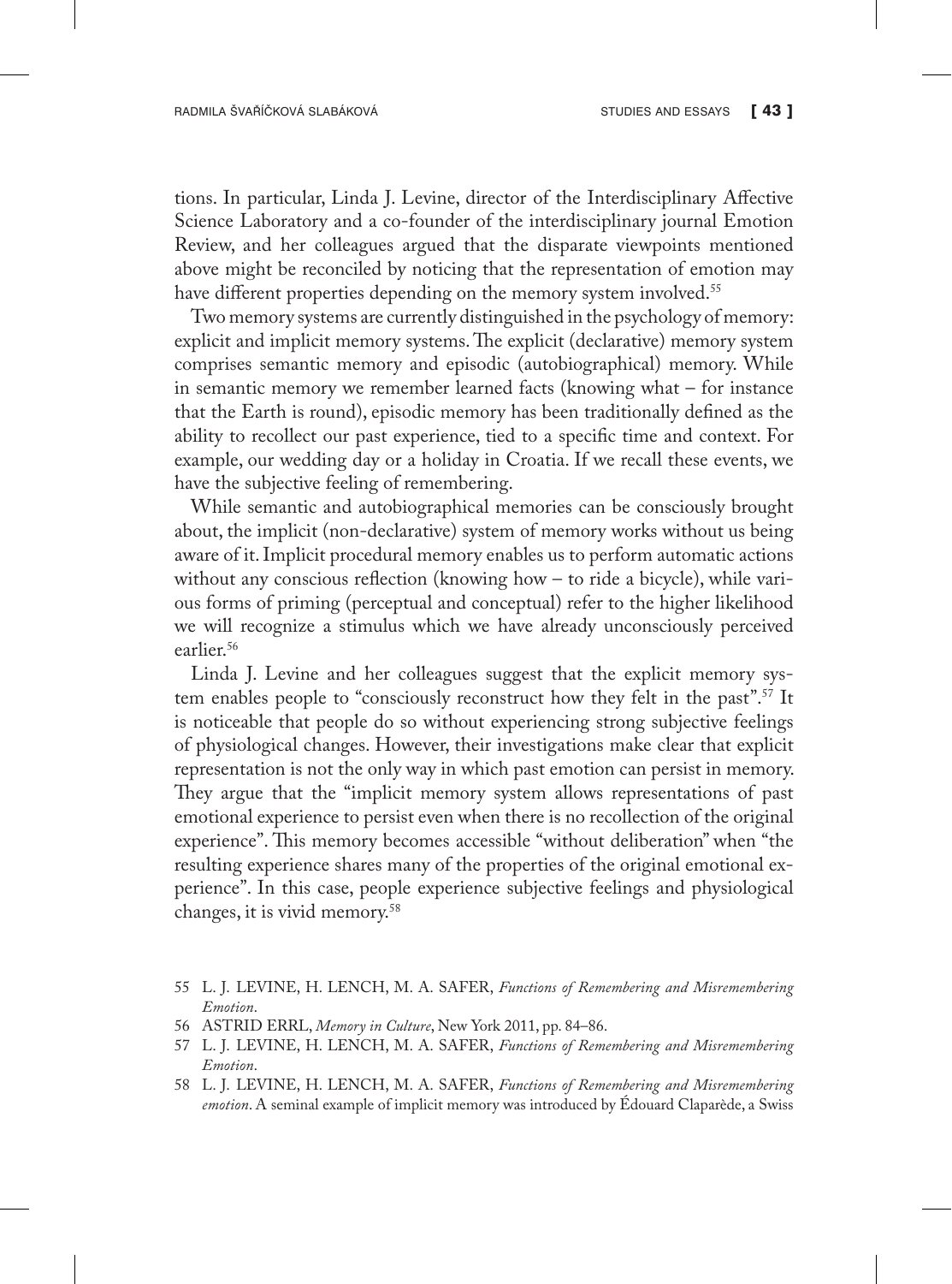tions. In particular, Linda J. Levine, director of the Interdisciplinary Affective Science Laboratory and a co-founder of the interdisciplinary journal Emotion Review, and her colleagues argued that the disparate viewpoints mentioned above might be reconciled by noticing that the representation of emotion may have different properties depending on the memory system involved.[55]

Two memory systems are currently distinguished in the psychology of memory: explicit and implicit memory systems. The explicit (declarative) memory system comprises semantic memory and episodic (autobiographical) memory. While in semantic memory we remember learned facts (knowing what – for instance that the Earth is round), episodic memory has been traditionally defined as the ability to recollect our past experience, tied to a specific time and context. For example, our wedding day or a holiday in Croatia. If we recall these events, we have the subjective feeling of remembering.

While semantic and autobiographical memories can be consciously brought about, the implicit (non-declarative) system of memory works without us being aware of it. Implicit procedural memory enables us to perform automatic actions without any conscious reflection (knowing how – to ride a bicycle), while various forms of priming (perceptual and conceptual) refer to the higher likelihood we will recognize a stimulus which we have already unconsciously perceived earlier.[56]

Linda J. Levine and her colleagues suggest that the explicit memory system enables people to "consciously reconstruct how they felt in the past".[57] It is noticeable that people do so without experiencing strong subjective feelings of physiological changes. However, their investigations make clear that explicit representation is not the only way in which past emotion can persist in memory. They argue that the "implicit memory system allows representations of past emotional experience to persist even when there is no recollection of the original experience". This memory becomes accessible "without deliberation" when "the resulting experience shares many of the properties of the original emotional experience". In this case, people experience subjective feelings and physiological changes, it is vivid memory.[58]

55 L. J. LEVINE, H. LENCH, M. A. SAFER, *Functions of Remembering and Misremembering Emotion*.

56 ASTRID ERRL, *Memory in Culture*, New York 2011, pp. 84–86.

57 L. J. LEVINE, H. LENCH, M. A. SAFER, *Functions of Remembering and Misremembering Emotion*.

58 L. J. LEVINE, H. LENCH, M. A. SAFER, *Functions of Remembering and Misremembering emotion*. A seminal example of implicit memory was introduced by Édouard Claparède, a Swiss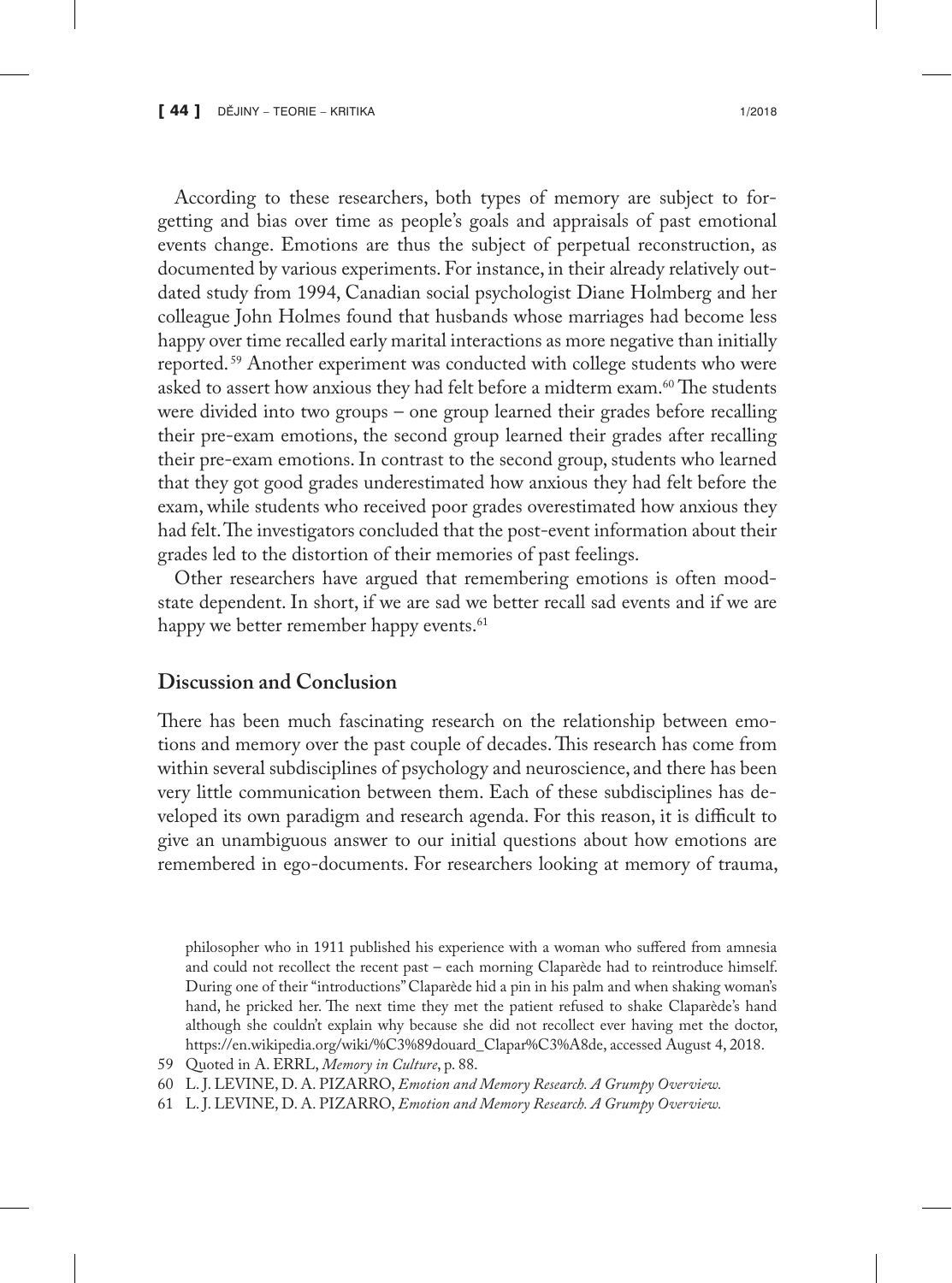According to these researchers, both types of memory are subject to forgetting and bias over time as people's goals and appraisals of past emotional events change. Emotions are thus the subject of perpetual reconstruction, as documented by various experiments. For instance, in their already relatively outdated study from 1994, Canadian social psychologist Diane Holmberg and her colleague John Holmes found that husbands whose marriages had become less happy over time recalled early marital interactions as more negative than initially reported.[59] Another experiment was conducted with college students who were asked to assert how anxious they had felt before a midterm exam.[60] The students were divided into two groups – one group learned their grades before recalling their pre-exam emotions, the second group learned their grades after recalling their pre-exam emotions. In contrast to the second group, students who learned that they got good grades underestimated how anxious they had felt before the exam, while students who received poor grades overestimated how anxious they had felt. The investigators concluded that the post-event information about their grades led to the distortion of their memories of past feelings.

Other researchers have argued that remembering emotions is often mood-state dependent. In short, if we are sad we better recall sad events and if we are happy we better remember happy events.[61]

## Discussion and Conclusion

There has been much fascinating research on the relationship between emotions and memory over the past couple of decades. This research has come from within several subdisciplines of psychology and neuroscience, and there has been very little communication between them. Each of these subdisciplines has developed its own paradigm and research agenda. For this reason, it is difficult to give an unambiguous answer to our initial questions about how emotions are remembered in ego-documents. For researchers looking at memory of trauma,

philosopher who in 1911 published his experience with a woman who suffered from amnesia and could not recollect the recent past – each morning Claparède had to reintroduce himself. During one of their "introductions" Claparède hid a pin in his palm and when shaking woman's hand, he pricked her. The next time they met the patient refused to shake Claparède's hand although she couldn't explain why because she did not recollect ever having met the doctor, https://en.wikipedia.org/wiki/%C3%89douard_Clapar%C3%A8de, accessed August 4, 2018.

59 Quoted in A. ERRL, *Memory in Culture*, p. 88.

60 L. J. LEVINE, D. A. PIZARRO, *Emotion and Memory Research. A Grumpy Overview.*

61 L. J. LEVINE, D. A. PIZARRO, *Emotion and Memory Research. A Grumpy Overview.*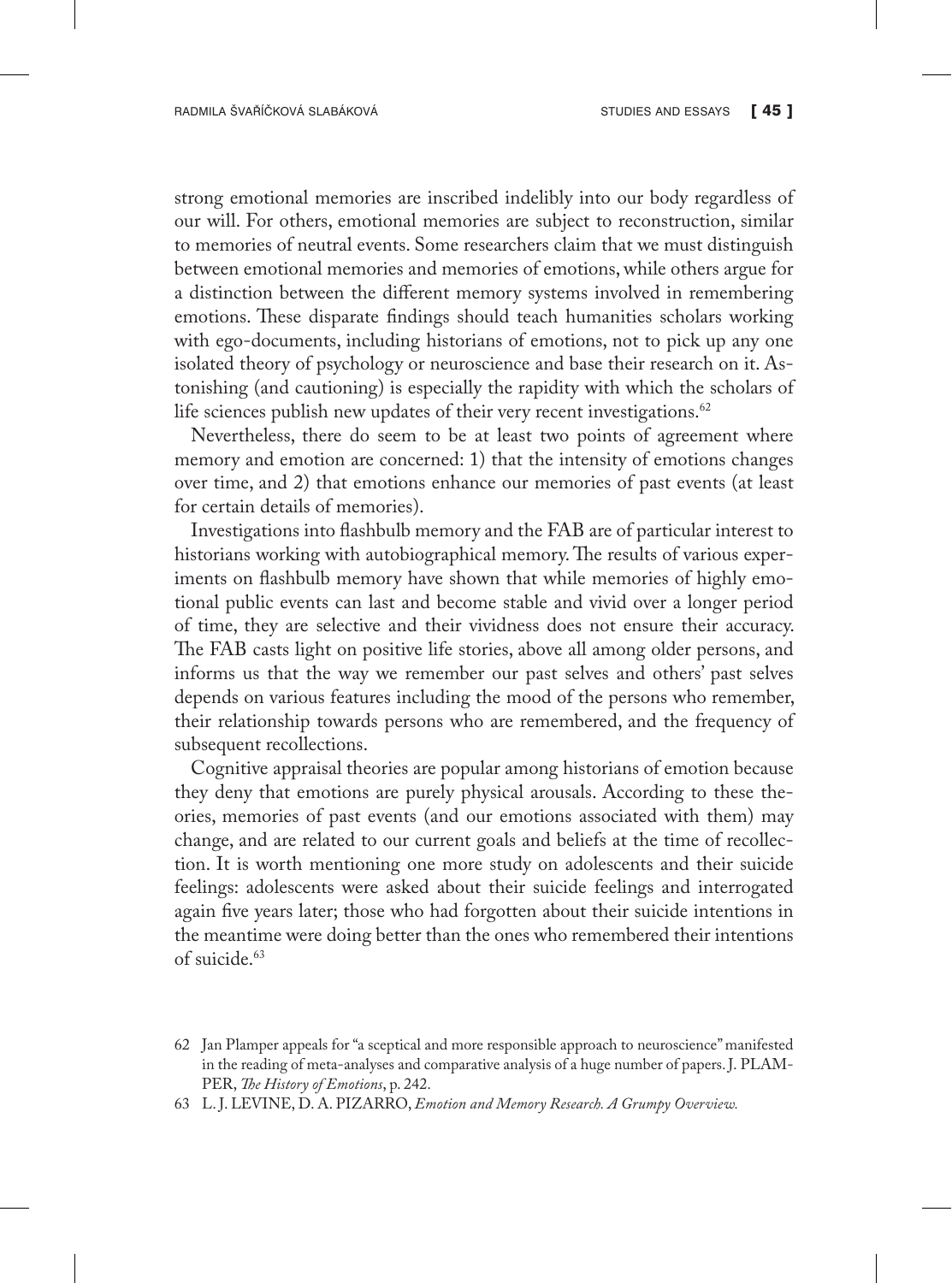strong emotional memories are inscribed indelibly into our body regardless of our will. For others, emotional memories are subject to reconstruction, similar to memories of neutral events. Some researchers claim that we must distinguish between emotional memories and memories of emotions, while others argue for a distinction between the different memory systems involved in remembering emotions. These disparate findings should teach humanities scholars working with ego-documents, including historians of emotions, not to pick up any one isolated theory of psychology or neuroscience and base their research on it. Astonishing (and cautioning) is especially the rapidity with which the scholars of life sciences publish new updates of their very recent investigations.[62]

Nevertheless, there do seem to be at least two points of agreement where memory and emotion are concerned: 1) that the intensity of emotions changes over time, and 2) that emotions enhance our memories of past events (at least for certain details of memories).

Investigations into flashbulb memory and the FAB are of particular interest to historians working with autobiographical memory. The results of various experiments on flashbulb memory have shown that while memories of highly emotional public events can last and become stable and vivid over a longer period of time, they are selective and their vividness does not ensure their accuracy. The FAB casts light on positive life stories, above all among older persons, and informs us that the way we remember our past selves and others' past selves depends on various features including the mood of the persons who remember, their relationship towards persons who are remembered, and the frequency of subsequent recollections.

Cognitive appraisal theories are popular among historians of emotion because they deny that emotions are purely physical arousals. According to these theories, memories of past events (and our emotions associated with them) may change, and are related to our current goals and beliefs at the time of recollection. It is worth mentioning one more study on adolescents and their suicide feelings: adolescents were asked about their suicide feelings and interrogated again five years later; those who had forgotten about their suicide intentions in the meantime were doing better than the ones who remembered their intentions of suicide.[63]

62 Jan Plamper appeals for "a sceptical and more responsible approach to neuroscience" manifested in the reading of meta-analyses and comparative analysis of a huge number of papers. J. PLAMPER, *The History of Emotions*, p. 242.

63 L. J. LEVINE, D. A. PIZARRO, *Emotion and Memory Research. A Grumpy Overview.*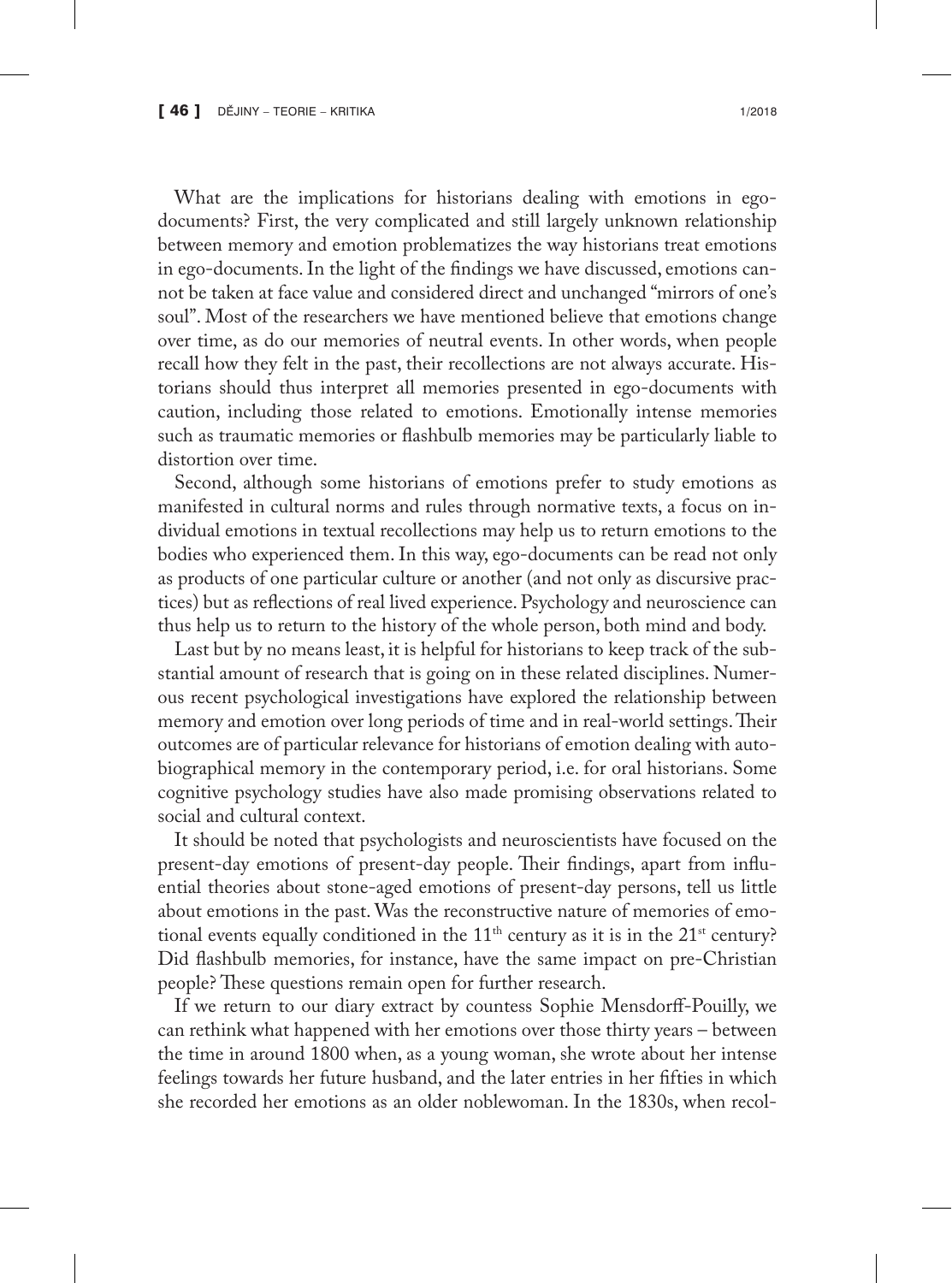What are the implications for historians dealing with emotions in ego-documents? First, the very complicated and still largely unknown relationship between memory and emotion problematizes the way historians treat emotions in ego-documents. In the light of the findings we have discussed, emotions cannot be taken at face value and considered direct and unchanged "mirrors of one's soul". Most of the researchers we have mentioned believe that emotions change over time, as do our memories of neutral events. In other words, when people recall how they felt in the past, their recollections are not always accurate. Historians should thus interpret all memories presented in ego-documents with caution, including those related to emotions. Emotionally intense memories such as traumatic memories or flashbulb memories may be particularly liable to distortion over time.

Second, although some historians of emotions prefer to study emotions as manifested in cultural norms and rules through normative texts, a focus on individual emotions in textual recollections may help us to return emotions to the bodies who experienced them. In this way, ego-documents can be read not only as products of one particular culture or another (and not only as discursive practices) but as reflections of real lived experience. Psychology and neuroscience can thus help us to return to the history of the whole person, both mind and body.

Last but by no means least, it is helpful for historians to keep track of the substantial amount of research that is going on in these related disciplines. Numerous recent psychological investigations have explored the relationship between memory and emotion over long periods of time and in real-world settings. Their outcomes are of particular relevance for historians of emotion dealing with autobiographical memory in the contemporary period, i.e. for oral historians. Some cognitive psychology studies have also made promising observations related to social and cultural context.

It should be noted that psychologists and neuroscientists have focused on the present-day emotions of present-day people. Their findings, apart from influential theories about stone-aged emotions of present-day persons, tell us little about emotions in the past. Was the reconstructive nature of memories of emotional events equally conditioned in the 11th century as it is in the 21st century? Did flashbulb memories, for instance, have the same impact on pre-Christian people? These questions remain open for further research.

If we return to our diary extract by countess Sophie Mensdorff-Pouilly, we can rethink what happened with her emotions over those thirty years – between the time in around 1800 when, as a young woman, she wrote about her intense feelings towards her future husband, and the later entries in her fifties in which she recorded her emotions as an older noblewoman. In the 1830s, when recol-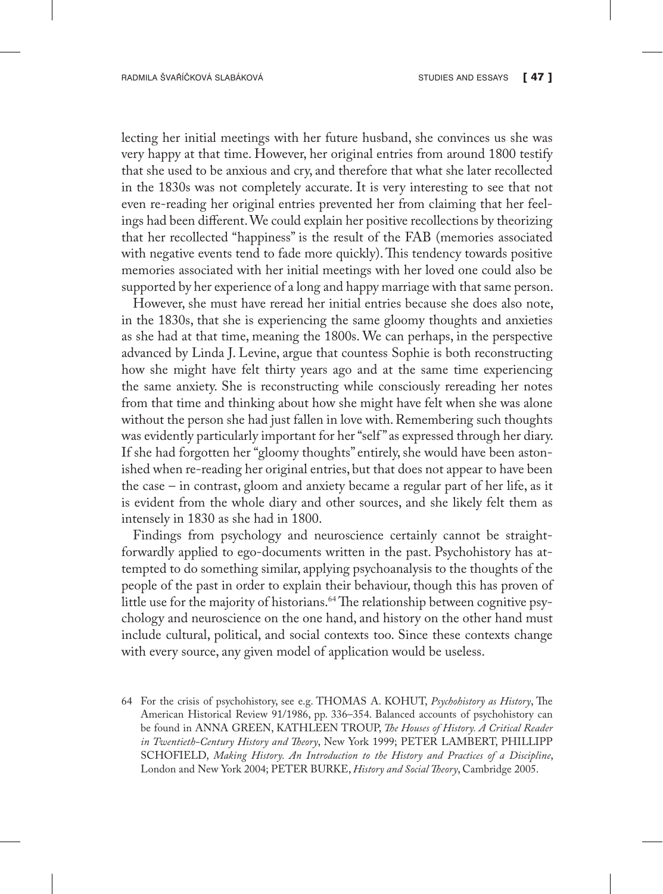lecting her initial meetings with her future husband, she convinces us she was very happy at that time. However, her original entries from around 1800 testify that she used to be anxious and cry, and therefore that what she later recollected in the 1830s was not completely accurate. It is very interesting to see that not even re-reading her original entries prevented her from claiming that her feelings had been different. We could explain her positive recollections by theorizing that her recollected "happiness" is the result of the FAB (memories associated with negative events tend to fade more quickly). This tendency towards positive memories associated with her initial meetings with her loved one could also be supported by her experience of a long and happy marriage with that same person.

However, she must have reread her initial entries because she does also note, in the 1830s, that she is experiencing the same gloomy thoughts and anxieties as she had at that time, meaning the 1800s. We can perhaps, in the perspective advanced by Linda J. Levine, argue that countess Sophie is both reconstructing how she might have felt thirty years ago and at the same time experiencing the same anxiety. She is reconstructing while consciously rereading her notes from that time and thinking about how she might have felt when she was alone without the person she had just fallen in love with. Remembering such thoughts was evidently particularly important for her "self" as expressed through her diary. If she had forgotten her "gloomy thoughts" entirely, she would have been astonished when re-reading her original entries, but that does not appear to have been the case – in contrast, gloom and anxiety became a regular part of her life, as it is evident from the whole diary and other sources, and she likely felt them as intensely in 1830 as she had in 1800.

Findings from psychology and neuroscience certainly cannot be straightforwardly applied to ego-documents written in the past. Psychohistory has attempted to do something similar, applying psychoanalysis to the thoughts of the people of the past in order to explain their behaviour, though this has proven of little use for the majority of historians.[64] The relationship between cognitive psychology and neuroscience on the one hand, and history on the other hand must include cultural, political, and social contexts too. Since these contexts change with every source, any given model of application would be useless.

64 For the crisis of psychohistory, see e.g. THOMAS A. KOHUT, *Psychohistory as History*, The American Historical Review 91/1986, pp. 336–354. Balanced accounts of psychohistory can be found in ANNA GREEN, KATHLEEN TROUP, *The Houses of History. A Critical Reader in Twentieth-Century History and Theory*, New York 1999; PETER LAMBERT, PHILLIPP SCHOFIELD, *Making History. An Introduction to the History and Practices of a Discipline*, London and New York 2004; PETER BURKE, *History and Social Theory*, Cambridge 2005.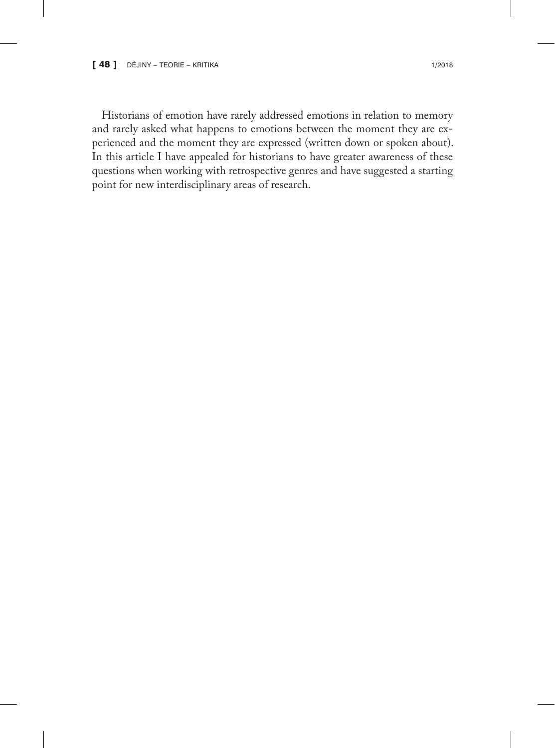Historians of emotion have rarely addressed emotions in relation to memory and rarely asked what happens to emotions between the moment they are experienced and the moment they are expressed (written down or spoken about). In this article I have appealed for historians to have greater awareness of these questions when working with retrospective genres and have suggested a starting point for new interdisciplinary areas of research.